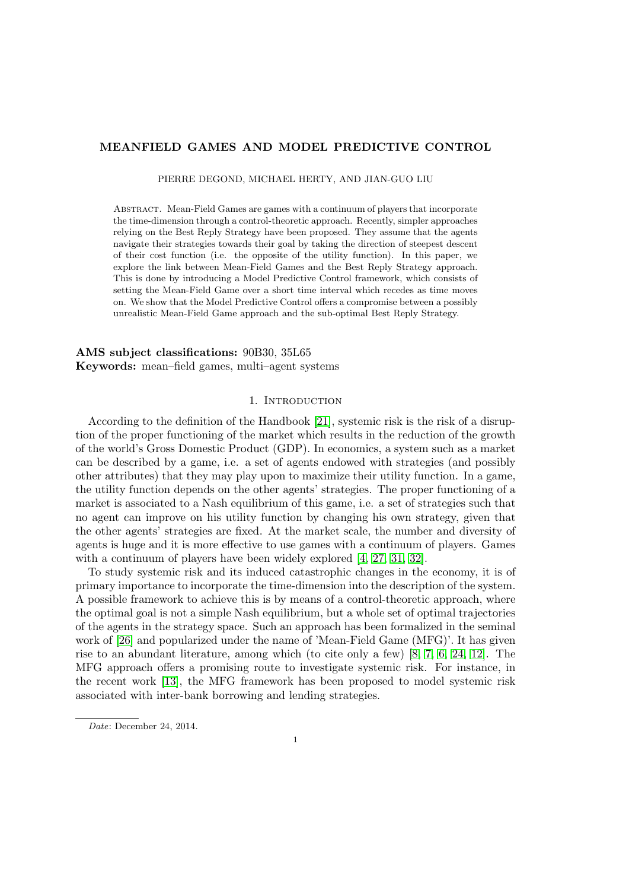# MEANFIELD GAMES AND MODEL PREDICTIVE CONTROL

PIERRE DEGOND, MICHAEL HERTY, AND JIAN-GUO LIU

Abstract. Mean-Field Games are games with a continuum of players that incorporate the time-dimension through a control-theoretic approach. Recently, simpler approaches relying on the Best Reply Strategy have been proposed. They assume that the agents navigate their strategies towards their goal by taking the direction of steepest descent of their cost function (i.e. the opposite of the utility function). In this paper, we explore the link between Mean-Field Games and the Best Reply Strategy approach. This is done by introducing a Model Predictive Control framework, which consists of setting the Mean-Field Game over a short time interval which recedes as time moves on. We show that the Model Predictive Control offers a compromise between a possibly unrealistic Mean-Field Game approach and the sub-optimal Best Reply Strategy.

**AMS subject classifications:** 90B30, 35L65
**Keywords:** mean–field games, multi–agent systems

## 1. Introduction

According to the definition of the Handbook [21], systemic risk is the risk of a disruption of the proper functioning of the market which results in the reduction of the growth of the world's Gross Domestic Product (GDP). In economics, a system such as a market can be described by a game, i.e. a set of agents endowed with strategies (and possibly other attributes) that they may play upon to maximize their utility function. In a game, the utility function depends on the other agents' strategies. The proper functioning of a market is associated to a Nash equilibrium of this game, i.e. a set of strategies such that no agent can improve on his utility function by changing his own strategy, given that the other agents' strategies are fixed. At the market scale, the number and diversity of agents is huge and it is more effective to use games with a continuum of players. Games with a continuum of players have been widely explored [4, 27, 31, 32].

To study systemic risk and its induced catastrophic changes in the economy, it is of primary importance to incorporate the time-dimension into the description of the system. A possible framework to achieve this is by means of a control-theoretic approach, where the optimal goal is not a simple Nash equilibrium, but a whole set of optimal trajectories of the agents in the strategy space. Such an approach has been formalized in the seminal work of [26] and popularized under the name of 'Mean-Field Game (MFG)'. It has given rise to an abundant literature, among which (to cite only a few) [8, 7, 6, 24, 12]. The MFG approach offers a promising route to investigate systemic risk. For instance, in the recent work [13], the MFG framework has been proposed to model systemic risk associated with inter-bank borrowing and lending strategies.

*Date*: December 24, 2014.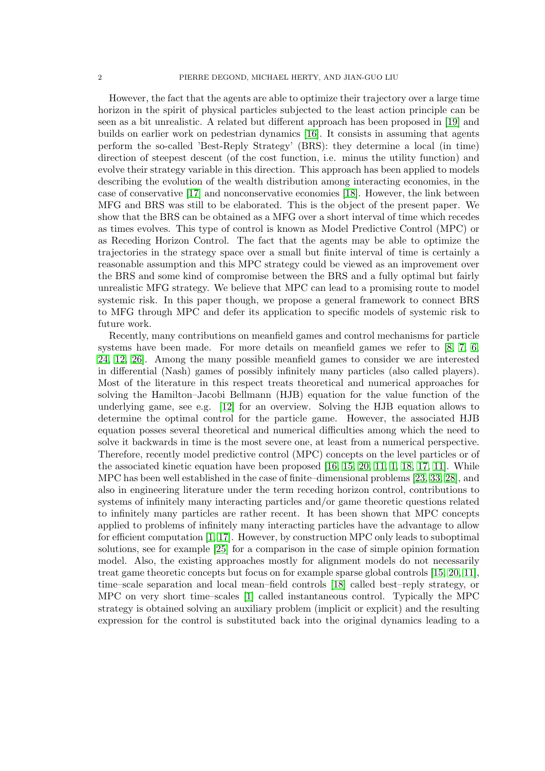However, the fact that the agents are able to optimize their trajectory over a large time horizon in the spirit of physical particles subjected to the least action principle can be seen as a bit unrealistic. A related but different approach has been proposed in [19] and builds on earlier work on pedestrian dynamics [16]. It consists in assuming that agents perform the so-called 'Best-Reply Strategy' (BRS): they determine a local (in time) direction of steepest descent (of the cost function, i.e. minus the utility function) and evolve their strategy variable in this direction. This approach has been applied to models describing the evolution of the wealth distribution among interacting economies, in the case of conservative [17] and nonconservative economies [18]. However, the link between MFG and BRS was still to be elaborated. This is the object of the present paper. We show that the BRS can be obtained as a MFG over a short interval of time which recedes as times evolves. This type of control is known as Model Predictive Control (MPC) or as Receding Horizon Control. The fact that the agents may be able to optimize the trajectories in the strategy space over a small but finite interval of time is certainly a reasonable assumption and this MPC strategy could be viewed as an improvement over the BRS and some kind of compromise between the BRS and a fully optimal but fairly unrealistic MFG strategy. We believe that MPC can lead to a promising route to model systemic risk. In this paper though, we propose a general framework to connect BRS to MFG through MPC and defer its application to specific models of systemic risk to future work.

Recently, many contributions on meanfield games and control mechanisms for particle systems have been made. For more details on meanfield games we refer to [8, 7, 6, 24, 12, 26]. Among the many possible meanfield games to consider we are interested in differential (Nash) games of possibly infinitely many particles (also called players). Most of the literature in this respect treats theoretical and numerical approaches for solving the Hamilton–Jacobi Bellmann (HJB) equation for the value function of the underlying game, see e.g. [12] for an overview. Solving the HJB equation allows to determine the optimal control for the particle game. However, the associated HJB equation posses several theoretical and numerical difficulties among which the need to solve it backwards in time is the most severe one, at least from a numerical perspective. Therefore, recently model predictive control (MPC) concepts on the level particles or of the associated kinetic equation have been proposed [16, 15, 20, 11, 1, 18, 17, 11]. While MPC has been well established in the case of finite–dimensional problems [23, 33, 28], and also in engineering literature under the term receding horizon control, contributions to systems of infinitely many interacting particles and/or game theoretic questions related to infinitely many particles are rather recent. It has been shown that MPC concepts applied to problems of infinitely many interacting particles have the advantage to allow for efficient computation [1, 17]. However, by construction MPC only leads to suboptimal solutions, see for example [25] for a comparison in the case of simple opinion formation model. Also, the existing approaches mostly for alignment models do not necessarily treat game theoretic concepts but focus on for example sparse global controls [15, 20, 11], time–scale separation and local mean–field controls [18] called best–reply strategy, or MPC on very short time–scales [1] called instantaneous control. Typically the MPC strategy is obtained solving an auxiliary problem (implicit or explicit) and the resulting expression for the control is substituted back into the original dynamics leading to a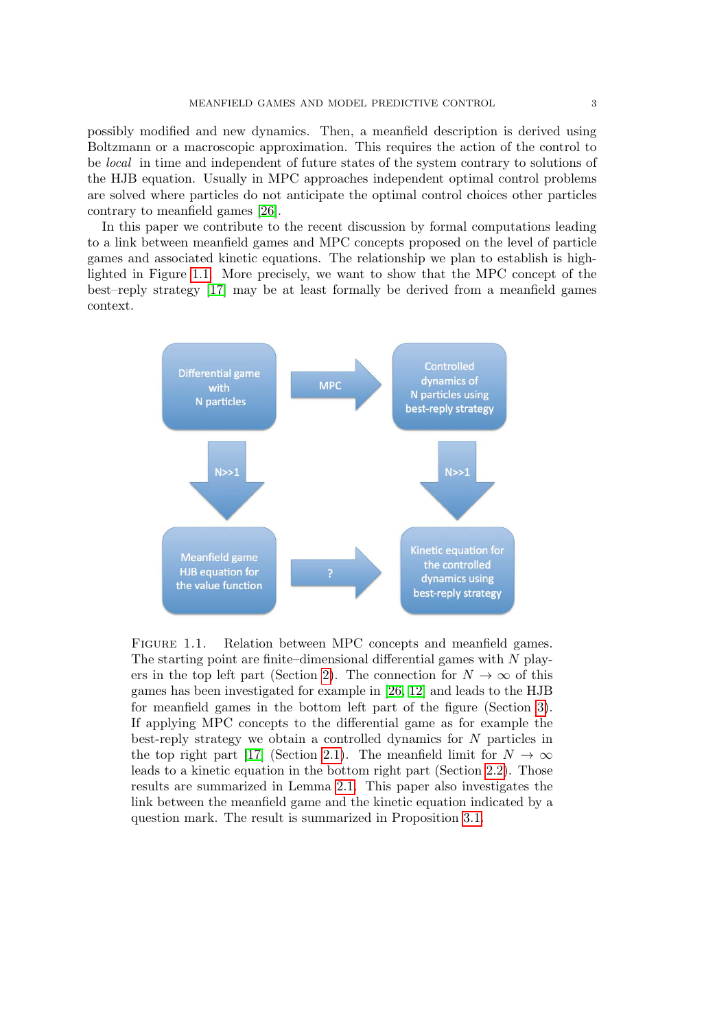possibly modified and new dynamics. Then, a meanfield description is derived using Boltzmann or a macroscopic approximation. This requires the action of the control to be *local* in time and independent of future states of the system contrary to solutions of the HJB equation. Usually in MPC approaches independent optimal control problems are solved where particles do not anticipate the optimal control choices other particles contrary to meanfield games [26].

In this paper we contribute to the recent discussion by formal computations leading to a link between meanfield games and MPC concepts proposed on the level of particle games and associated kinetic equations. The relationship we plan to establish is highlighted in Figure 1.1. More precisely, we want to show that the MPC concept of the best–reply strategy [17] may be at least formally be derived from a meanfield games context.

Differential game with N particles → MPC → Controlled dynamics of N particles using best-reply strategy

N>>1 ↓ (left) ; N>>1 ↓ (right)

Meanfield game HJB equation for the value function → ? → Kinetic equation for the controlled dynamics using best-reply strategy

Figure 1.1. Relation between MPC concepts and meanfield games. The starting point are finite–dimensional differential games with $N$ players in the top left part (Section 2). The connection for $N \to \infty$ of this games has been investigated for example in [26, 12] and leads to the HJB for meanfield games in the bottom left part of the figure (Section 3). If applying MPC concepts to the differential game as for example the best-reply strategy we obtain a controlled dynamics for $N$ particles in the top right part [17] (Section 2.1). The meanfield limit for $N \to \infty$ leads to a kinetic equation in the bottom right part (Section 2.2). Those results are summarized in Lemma 2.1. This paper also investigates the link between the meanfield game and the kinetic equation indicated by a question mark. The result is summarized in Proposition 3.1.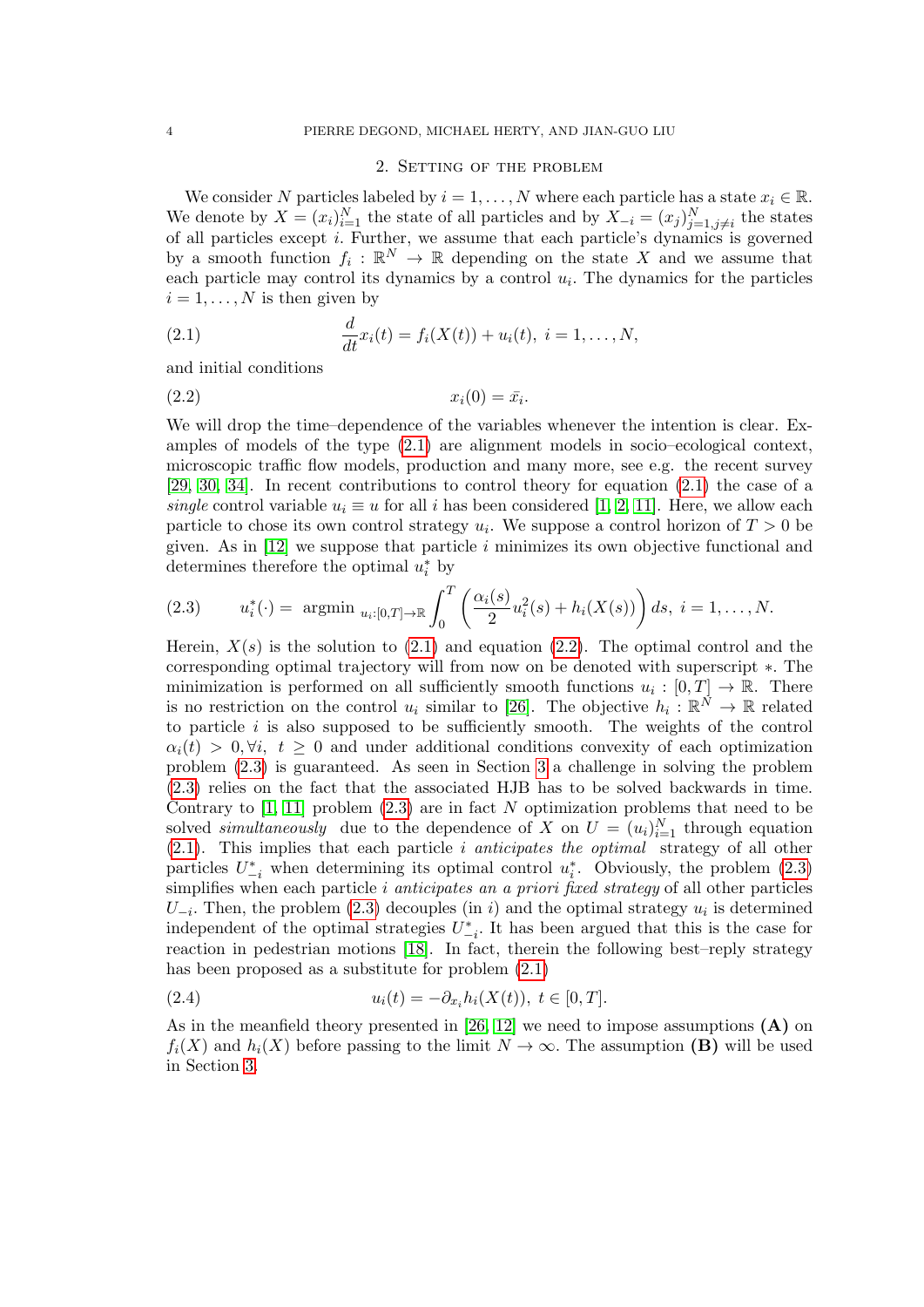## 2. Setting of the problem

We consider $N$ particles labeled by $i = 1, \dots, N$ where each particle has a state $x_i \in \mathbb{R}$. We denote by $X = (x_i)_{i=1}^N$ the state of all particles and by $X_{-i} = (x_j)_{j=1, j\neq i}^N$ the states of all particles except $i$. Further, we assume that each particle's dynamics is governed by a smooth function $f_i : \mathbb{R}^N \to \mathbb{R}$ depending on the state $X$ and we assume that each particle may control its dynamics by a control $u_i$. The dynamics for the particles $i = 1, \dots, N$ is then given by

$$\frac{d}{dt} x_i(t) = f_i(X(t)) + u_i(t), \; i = 1, \dots, N, \tag{2.1}$$

and initial conditions

$$x_i(0) = \bar{x}_i. \tag{2.2}$$

We will drop the time–dependence of the variables whenever the intention is clear. Examples of models of the type (2.1) are alignment models in socio–ecological context, microscopic traffic flow models, production and many more, see e.g. the recent survey [29, 30, 34]. In recent contributions to control theory for equation (2.1) the case of a *single* control variable $u_i \equiv u$ for all $i$ has been considered [1, 2, 11]. Here, we allow each particle to chose its own control strategy $u_i$. We suppose a control horizon of $T > 0$ be given. As in [12] we suppose that particle $i$ minimizes its own objective functional and determines therefore the optimal $u_i^*$ by

$$u_i^*(\cdot) = \text{ argmin }_{u_i:[0,T]\to\mathbb{R}} \int_0^T \left( \frac{\alpha_i(s)}{2} u_i^2(s) + h_i(X(s)) \right) ds, \; i = 1, \dots, N. \tag{2.3}$$

Herein, $X(s)$ is the solution to (2.1) and equation (2.2). The optimal control and the corresponding optimal trajectory will from now on be denoted with superscript $*$. The minimization is performed on all sufficiently smooth functions $u_i : [0, T] \to \mathbb{R}$. There is no restriction on the control $u_i$ similar to [26]. The objective $h_i : \mathbb{R}^N \to \mathbb{R}$ related to particle $i$ is also supposed to be sufficiently smooth. The weights of the control $\alpha_i(t) > 0, \forall i, \; t \geq 0$ and under additional conditions convexity of each optimization problem (2.3) is guaranteed. As seen in Section 3 a challenge in solving the problem (2.3) relies on the fact that the associated HJB has to be solved backwards in time. Contrary to [1, 11] problem (2.3) are in fact $N$ optimization problems that need to be solved *simultaneously* due to the dependence of $X$ on $U = (u_i)_{i=1}^N$ through equation (2.1). This implies that each particle $i$ *anticipates the optimal* strategy of all other particles $U_{-i}^*$ when determining its optimal control $u_i^*$. Obviously, the problem (2.3) simplifies when each particle $i$ *anticipates an a priori fixed strategy* of all other particles $U_{-i}$. Then, the problem (2.3) decouples (in $i$) and the optimal strategy $u_i$ is determined independent of the optimal strategies $U_{-i}^*$. It has been argued that this is the case for reaction in pedestrian motions [18]. In fact, therein the following best–reply strategy has been proposed as a substitute for problem (2.1)

$$u_i(t) = -\partial_{x_i} h_i(X(t)), \; t \in [0, T]. \tag{2.4}$$

As in the meanfield theory presented in [26, 12] we need to impose assumptions **(A)** on $f_i(X)$ and $h_i(X)$ before passing to the limit $N \to \infty$. The assumption **(B)** will be used in Section 3.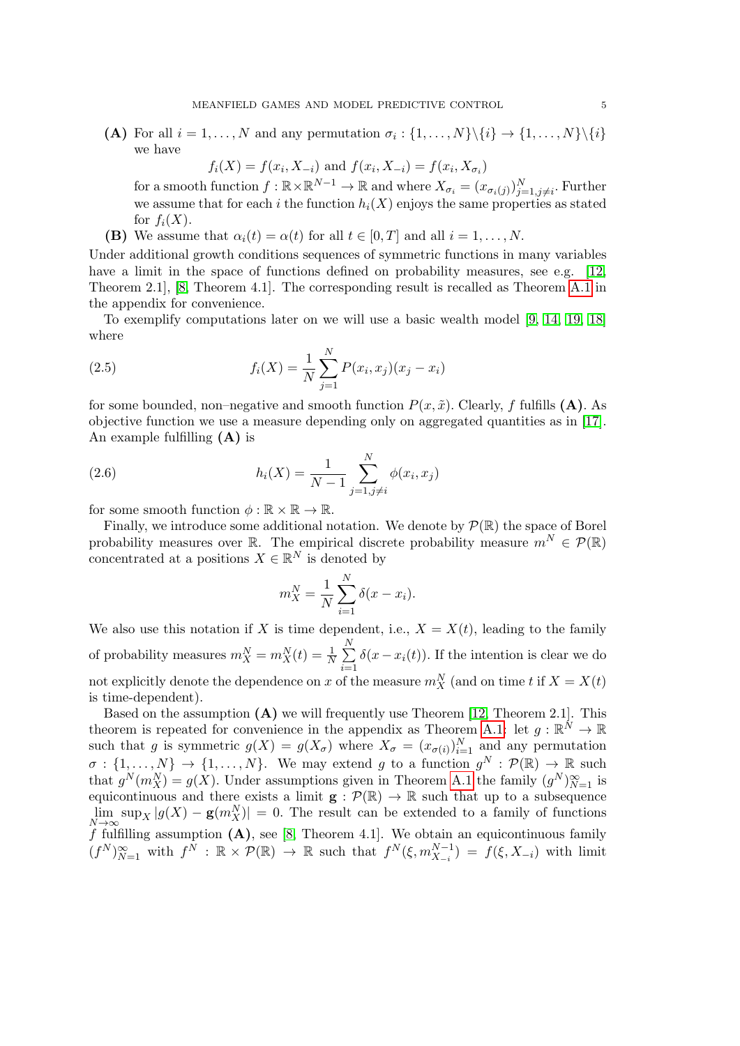**(A)** For all $i = 1, \dots, N$ and any permutation $\sigma_i : \{1, \dots, N\}\backslash\{i\} \to \{1, \dots, N\}\backslash\{i\}$ we have

$$f_i(X) = f(x_i, X_{-i}) \text{ and } f(x_i, X_{-i}) = f(x_i, X_{\sigma_i})$$

for a smooth function $f : \mathbb{R} \times \mathbb{R}^{N-1} \to \mathbb{R}$ and where $X_{\sigma_i} = (x_{\sigma_i(j)})_{j=1, j\neq i}^N$. Further we assume that for each $i$ the function $h_i(X)$ enjoys the same properties as stated for $f_i(X)$.

**(B)** We assume that $\alpha_i(t) = \alpha(t)$ for all $t \in [0, T]$ and all $i = 1, \dots, N$.

Under additional growth conditions sequences of symmetric functions in many variables have a limit in the space of functions defined on probability measures, see e.g. [12, Theorem 2.1], [8, Theorem 4.1]. The corresponding result is recalled as Theorem A.1 in the appendix for convenience.

To exemplify computations later on we will use a basic wealth model [9, 14, 19, 18] where

$$f_i(X) = \frac{1}{N} \sum_{j=1}^N P(x_i, x_j)(x_j - x_i) \tag{2.5}$$

for some bounded, non–negative and smooth function $P(x, \tilde{x})$. Clearly, $f$ fulfills **(A)**. As objective function we use a measure depending only on aggregated quantities as in [17]. An example fulfilling **(A)** is

$$h_i(X) = \frac{1}{N-1} \sum_{j=1, j\neq i}^N \phi(x_i, x_j) \tag{2.6}$$

for some smooth function $\phi : \mathbb{R} \times \mathbb{R} \to \mathbb{R}$.

Finally, we introduce some additional notation. We denote by $\mathcal{P}(\mathbb{R})$ the space of Borel probability measures over $\mathbb{R}$. The empirical discrete probability measure $m^N \in \mathcal{P}(\mathbb{R})$ concentrated at a positions $X \in \mathbb{R}^N$ is denoted by

$$m_X^N = \frac{1}{N} \sum_{i=1}^N \delta(x - x_i).$$

We also use this notation if $X$ is time dependent, i.e., $X = X(t)$, leading to the family of probability measures $m_X^N = m_X^N(t) = \frac{1}{N} \sum_{i=1}^N \delta(x - x_i(t))$. If the intention is clear we do not explicitly denote the dependence on $x$ of the measure $m_X^N$ (and on time $t$ if $X = X(t)$ is time-dependent).

Based on the assumption **(A)** we will frequently use Theorem [12, Theorem 2.1]. This theorem is repeated for convenience in the appendix as Theorem A.1: let $g : \mathbb{R}^N \to \mathbb{R}$ such that $g$ is symmetric $g(X) = g(X_\sigma)$ where $X_\sigma = (x_{\sigma(i)})_{i=1}^N$ and any permutation $\sigma : \{1, \dots, N\} \to \{1, \dots, N\}$. We may extend $g$ to a function $g^N : \mathcal{P}(\mathbb{R}) \to \mathbb{R}$ such that $g^N(m_X^N) = g(X)$. Under assumptions given in Theorem A.1 the family $(g^N)_{N=1}^\infty$ is equicontinuous and there exists a limit $\mathbf{g} : \mathcal{P}(\mathbb{R}) \to \mathbb{R}$ such that up to a subsequence $\lim_{N\to\infty} \sup_X |g(X) - \mathbf{g}(m_X^N)| = 0$. The result can be extended to a family of functions $f$ fulfilling assumption **(A)**, see [8, Theorem 4.1]. We obtain an equicontinuous family $(f^N)_{N=1}^\infty$ with $f^N : \mathbb{R} \times \mathcal{P}(\mathbb{R}) \to \mathbb{R}$ such that $f^N(\xi, m_{X_{-i}}^{N-1}) = f(\xi, X_{-i})$ with limit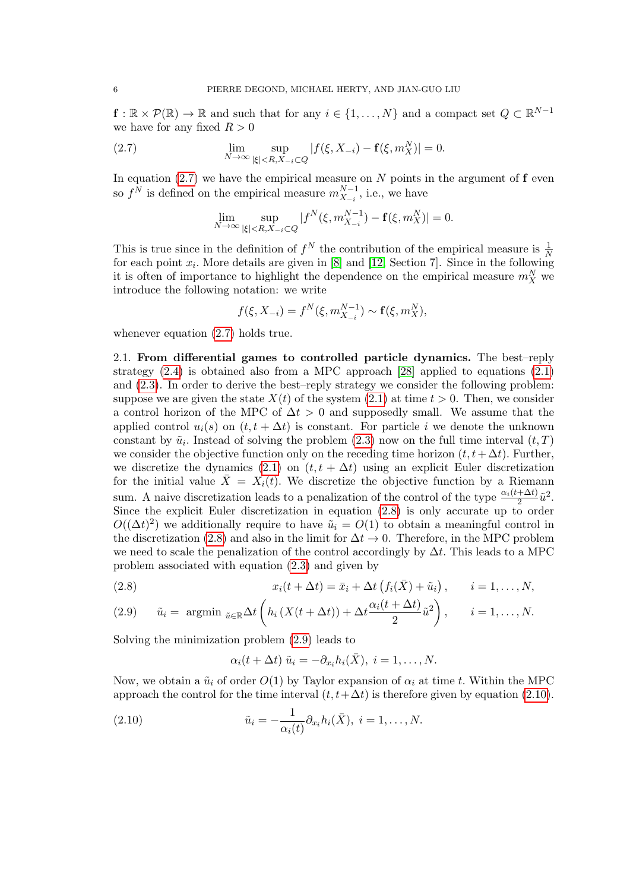$\mathbf{f} : \mathbb{R} \times \mathcal{P}(\mathbb{R}) \to \mathbb{R}$ and such that for any $i \in \{1, \dots, N\}$ and a compact set $Q \subset \mathbb{R}^{N-1}$ we have for any fixed $R > 0$

$$\lim_{N\to\infty} \sup_{|\xi|<R, X_{-i}\subset Q} |f(\xi, X_{-i}) - \mathbf{f}(\xi, m_X^N)| = 0. \tag{2.7}$$

In equation (2.7) we have the empirical measure on $N$ points in the argument of $\mathbf{f}$ even so $f^N$ is defined on the empirical measure $m^{N-1}_{X_{-i}}$, i.e., we have

$$\lim_{N\to\infty} \sup_{|\xi|<R, X_{-i}\subset Q} |f^N(\xi, m^{N-1}_{X_{-i}}) - \mathbf{f}(\xi, m_X^N)| = 0.$$

This is true since in the definition of $f^N$ the contribution of the empirical measure is $\frac{1}{N}$ for each point $x_i$. More details are given in [8] and [12, Section 7]. Since in the following it is often of importance to highlight the dependence on the empirical measure $m_X^N$ we introduce the following notation: we write

$$f(\xi, X_{-i}) = f^N(\xi, m^{N-1}_{X_{-i}}) \sim \mathbf{f}(\xi, m_X^N),$$

whenever equation (2.7) holds true.

2.1. **From differential games to controlled particle dynamics.** The best–reply strategy (2.4) is obtained also from a MPC approach [28] applied to equations (2.1) and (2.3). In order to derive the best-reply strategy we consider the following problem: suppose we are given the state $X(t)$ of the system (2.1) at time $t > 0$. Then, we consider a control horizon of the MPC of $\Delta t > 0$ and supposedly small. We assume that the applied control $u_i(s)$ on $(t, t + \Delta t)$ is constant. For particle $i$ we denote the unknown constant by $\tilde{u}_i$. Instead of solving the problem (2.3) now on the full time interval $(t, T)$ we consider the objective function only on the receding time horizon $(t, t + \Delta t)$. Further, we discretize the dynamics (2.1) on $(t, t + \Delta t)$ using an explicit Euler discretization for the initial value $\bar{X} = X_i(t)$. We discretize the objective function by a Riemann sum. A naive discretization leads to a penalization of the control of the type $\frac{\alpha_i(t+\Delta t)}{2}\tilde{u}^2$. Since the explicit Euler discretization in equation (2.8) is only accurate up to order $O((\Delta t)^2)$ we additionally require to have $\tilde{u}_i = O(1)$ to obtain a meaningful control in the discretization (2.8) and also in the limit for $\Delta t \to 0$. Therefore, in the MPC problem we need to scale the penalization of the control accordingly by $\Delta t$. This leads to a MPC problem associated with equation (2.3) and given by

$$x_i(t + \Delta t) = \bar{x}_i + \Delta t \left( f_i(\bar{X}) + \tilde{u}_i \right), \qquad i = 1, \dots, N, \tag{2.8}$$

$$\tilde{u}_i = \text{ argmin }_{\tilde{u}\in\mathbb{R}} \Delta t \left( h_i\left(X(t + \Delta t)\right) + \Delta t \frac{\alpha_i(t + \Delta t)}{2} \tilde{u}^2 \right), \qquad i = 1, \dots, N. \tag{2.9}$$

Solving the minimization problem (2.9) leads to

$$\alpha_i(t + \Delta t)\ \tilde{u}_i = -\partial_{x_i} h_i(\bar{X}),\ i = 1, \dots, N.$$

Now, we obtain a $\tilde{u}_i$ of order $O(1)$ by Taylor expansion of $\alpha_i$ at time $t$. Within the MPC approach the control for the time interval $(t, t+\Delta t)$ is therefore given by equation (2.10).

$$\tilde{u}_i = -\frac{1}{\alpha_i(t)} \partial_{x_i} h_i(\bar{X}),\ i = 1, \dots, N. \tag{2.10}$$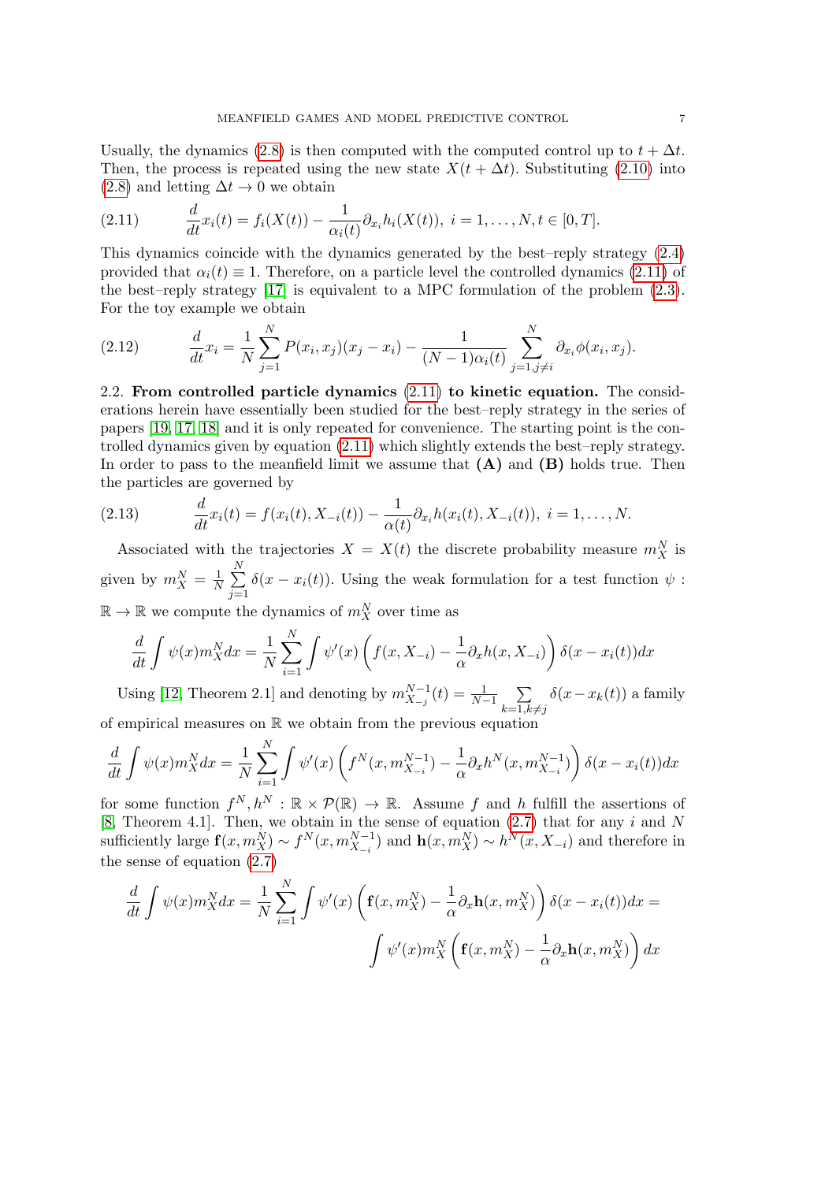Usually, the dynamics (2.8) is then computed with the computed control up to $t + \Delta t$. Then, the process is repeated using the new state $X(t + \Delta t)$. Substituting (2.10) into (2.8) and letting $\Delta t \to 0$ we obtain

$$
\frac{d}{dt} x_i(t) = f_i(X(t)) - \frac{1}{\alpha_i(t)} \partial_{x_i} h_i(X(t)), \; i = 1, \dots, N, t \in [0, T]. \tag{2.11}
$$

This dynamics coincide with the dynamics generated by the best–reply strategy (2.4) provided that $\alpha_i(t) \equiv 1$. Therefore, on a particle level the controlled dynamics (2.11) of the best–reply strategy [17] is equivalent to a MPC formulation of the problem (2.3). For the toy example we obtain

$$
\frac{d}{dt} x_i = \frac{1}{N} \sum_{j=1}^{N} P(x_i, x_j)(x_j - x_i) - \frac{1}{(N-1)\alpha_i(t)} \sum_{j=1, j \neq i}^{N} \partial_{x_i} \phi(x_i, x_j). \tag{2.12}
$$

2.2. **From controlled particle dynamics (2.11) to kinetic equation.** The considerations herein have essentially been studied for the best–reply strategy in the series of papers [19, 17, 18] and it is only repeated for convenience. The starting point is the controlled dynamics given by equation (2.11) which slightly extends the best–reply strategy. In order to pass to the meanfield limit we assume that **(A)** and **(B)** holds true. Then the particles are governed by

$$
\frac{d}{dt} x_i(t) = f(x_i(t), X_{-i}(t)) - \frac{1}{\alpha(t)} \partial_{x_i} h(x_i(t), X_{-i}(t)), \; i = 1, \dots, N. \tag{2.13}
$$

Associated with the trajectories $X = X(t)$ the discrete probability measure $m_X^N$ is given by $m_X^N = \frac{1}{N} \sum_{j=1}^{N} \delta(x - x_i(t))$. Using the weak formulation for a test function $\psi : \mathbb{R} \to \mathbb{R}$ we compute the dynamics of $m_X^N$ over time as

$$
\frac{d}{dt} \int \psi(x) m_X^N dx = \frac{1}{N} \sum_{i=1}^{N} \int \psi'(x) \left( f(x, X_{-i}) - \frac{1}{\alpha} \partial_x h(x, X_{-i}) \right) \delta(x - x_i(t)) dx
$$

Using [12, Theorem 2.1] and denoting by $m_{X_{-j}}^{N-1}(t) = \frac{1}{N-1} \sum_{k=1, k \neq j} \delta(x - x_k(t))$ a family of empirical measures on $\mathbb{R}$ we obtain from the previous equation

$$
\frac{d}{dt} \int \psi(x) m_X^N dx = \frac{1}{N} \sum_{i=1}^{N} \int \psi'(x) \left( f^N(x, m_{X_{-i}}^{N-1}) - \frac{1}{\alpha} \partial_x h^N(x, m_{X_{-i}}^{N-1}) \right) \delta(x - x_i(t)) dx
$$

for some function $f^N, h^N : \mathbb{R} \times \mathcal{P}(\mathbb{R}) \to \mathbb{R}$. Assume $f$ and $h$ fulfill the assertions of [8, Theorem 4.1]. Then, we obtain in the sense of equation (2.7) that for any $i$ and $N$ sufficiently large $\mathbf{f}(x, m_X^N) \sim f^N(x, m_{X_{-i}}^{N-1})$ and $\mathbf{h}(x, m_X^N) \sim h^N(x, X_{-i})$ and therefore in the sense of equation (2.7)

$$
\frac{d}{dt} \int \psi(x) m_X^N dx = \frac{1}{N} \sum_{i=1}^{N} \int \psi'(x) \left( \mathbf{f}(x, m_X^N) - \frac{1}{\alpha} \partial_x \mathbf{h}(x, m_X^N) \right) \delta(x - x_i(t)) dx =
$$

$$
\int \psi'(x) m_X^N \left( \mathbf{f}(x, m_X^N) - \frac{1}{\alpha} \partial_x \mathbf{h}(x, m_X^N) \right) dx
$$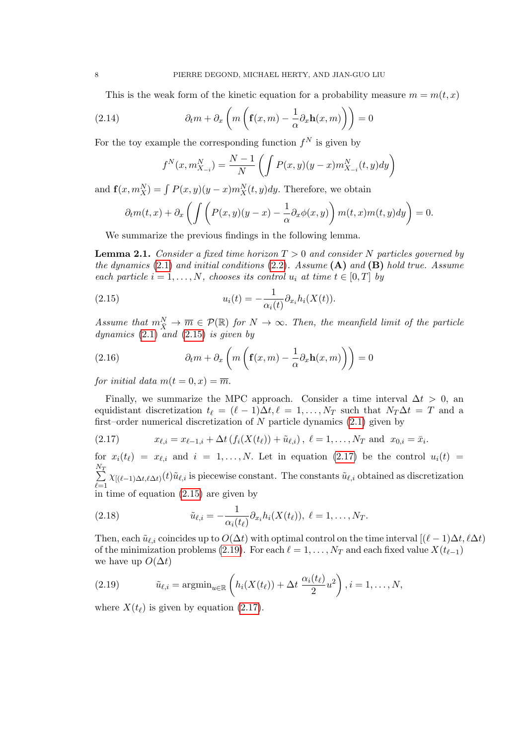This is the weak form of the kinetic equation for a probability measure $m = m(t, x)$

$$\partial_t m + \partial_x \left( m \left( \mathbf{f}(x, m) - \frac{1}{\alpha} \partial_x \mathbf{h}(x, m) \right) \right) = 0 \tag{2.14}$$

For the toy example the corresponding function $f^N$ is given by

$$f^N(x, m^N_{X_{-i}}) = \frac{N-1}{N} \left( \int P(x, y)(y - x) m^N_{X_{-i}}(t, y) dy \right)$$

and $\mathbf{f}(x, m^N_X) = \int P(x, y)(y - x) m^N_X(t, y) dy$. Therefore, we obtain

$$\partial_t m(t, x) + \partial_x \left( \int \left( P(x, y)(y - x) - \frac{1}{\alpha} \partial_x \phi(x, y) \right) m(t, x) m(t, y) dy \right) = 0.$$

We summarize the previous findings in the following lemma.

**Lemma 2.1.** *Consider a fixed time horizon $T > 0$ and consider $N$ particles governed by the dynamics (2.1) and initial conditions (2.2). Assume* **(A)** *and* **(B)** *hold true. Assume each particle $i = 1, \dots, N$, chooses its control $u_i$ at time $t \in [0, T]$ by*

$$u_i(t) = -\frac{1}{\alpha_i(t)} \partial_{x_i} h_i(X(t)). \tag{2.15}$$

*Assume that $m^N_X \to \overline{m} \in \mathcal{P}(\mathbb{R})$ for $N \to \infty$. Then, the meanfield limit of the particle dynamics (2.1) and (2.15) is given by*

$$\partial_t m + \partial_x \left( m \left( \mathbf{f}(x, m) - \frac{1}{\alpha} \partial_x \mathbf{h}(x, m) \right) \right) = 0 \tag{2.16}$$

*for initial data $m(t = 0, x) = \overline{m}$.*

Finally, we summarize the MPC approach. Consider a time interval $\Delta t > 0$, an equidistant discretization $t_\ell = (\ell - 1)\Delta t, \ell = 1, \dots, N_T$ such that $N_T \Delta t = T$ and a first–order numerical discretization of $N$ particle dynamics (2.1) given by

$$x_{\ell,i} = x_{\ell-1,i} + \Delta t \left( f_i(X(t_\ell)) + \tilde{u}_{\ell,i} \right), \ \ell = 1, \dots, N_T \text{ and } x_{0,i} = \bar{x}_i. \tag{2.17}$$

for $x_i(t_\ell) = x_{\ell,i}$ and $i = 1, \dots, N$. Let in equation (2.17) be the control $u_i(t) = \sum_{\ell=1}^{N_T} \chi_{[(\ell-1)\Delta t, \ell\Delta t)}(t) \tilde{u}_{\ell,i}$ is piecewise constant. The constants $\tilde{u}_{\ell,i}$ obtained as discretization in time of equation (2.15) are given by

$$\tilde{u}_{\ell,i} = -\frac{1}{\alpha_i(t_\ell)} \partial_{x_i} h_i(X(t_\ell)), \ \ell = 1, \dots, N_T. \tag{2.18}$$

Then, each $\tilde{u}_{\ell,i}$ coincides up to $O(\Delta t)$ with optimal control on the time interval $[(\ell - 1)\Delta t, \ell\Delta t)$ of the minimization problems (2.19). For each $\ell = 1, \dots, N_T$ and each fixed value $X(t_{\ell-1})$ we have up $O(\Delta t)$

$$\tilde{u}_{\ell,i} = \operatorname{argmin}_{u \in \mathbb{R}} \left( h_i(X(t_\ell)) + \Delta t \ \frac{\alpha_i(t_\ell)}{2} u^2 \right), i = 1, \dots, N, \tag{2.19}$$

where $X(t_\ell)$ is given by equation (2.17).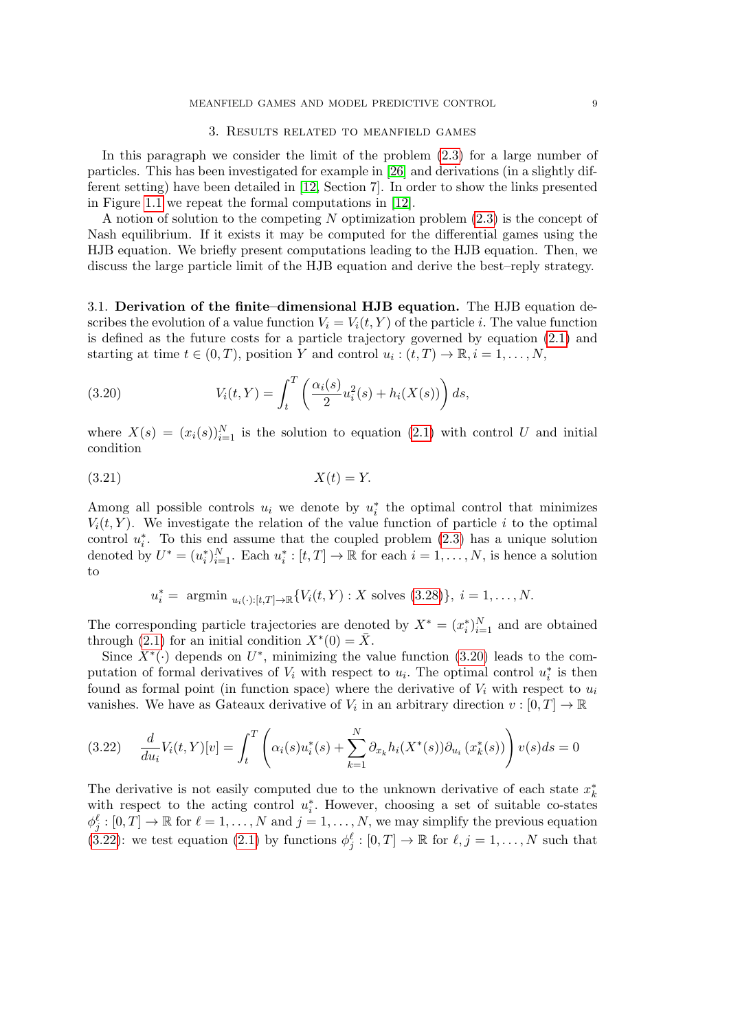## 3. Results related to meanfield games

In this paragraph we consider the limit of the problem (2.3) for a large number of particles. This has been investigated for example in [26] and derivations (in a slightly different setting) have been detailed in [12, Section 7]. In order to show the links presented in Figure 1.1 we repeat the formal computations in [12].

A notion of solution to the competing $N$ optimization problem (2.3) is the concept of Nash equilibrium. If it exists it may be computed for the differential games using the HJB equation. We briefly present computations leading to the HJB equation. Then, we discuss the large particle limit of the HJB equation and derive the best–reply strategy.

### 3.1. Derivation of the finite–dimensional HJB equation.

The HJB equation describes the evolution of a value function $V_i = V_i(t, Y)$ of the particle $i$. The value function is defined as the future costs for a particle trajectory governed by equation (2.1) and starting at time $t \in (0, T)$, position $Y$ and control $u_i : (t, T) \to \mathbb{R}, i = 1, \ldots, N$,

$$V_i(t, Y) = \int_t^T \left( \frac{\alpha_i(s)}{2} u_i^2(s) + h_i(X(s)) \right) ds, \tag{3.20}$$

where $X(s) = (x_i(s))_{i=1}^N$ is the solution to equation (2.1) with control $U$ and initial condition

$$X(t) = Y. \tag{3.21}$$

Among all possible controls $u_i$ we denote by $u_i^*$ the optimal control that minimizes $V_i(t, Y)$. We investigate the relation of the value function of particle $i$ to the optimal control $u_i^*$. To this end assume that the coupled problem (2.3) has a unique solution denoted by $U^* = (u_i^*)_{i=1}^N$. Each $u_i^* : [t, T] \to \mathbb{R}$ for each $i = 1, \ldots, N$, is hence a solution to

$$u_i^* = \text{ argmin }_{u_i(\cdot):[t,T]\to\mathbb{R}} \{ V_i(t, Y) : X \text{ solves } (3.28) \}, \; i = 1, \ldots, N.$$

The corresponding particle trajectories are denoted by $X^* = (x_i^*)_{i=1}^N$ and are obtained through (2.1) for an initial condition $X^*(0) = \bar{X}$.

Since $X^*(\cdot)$ depends on $U^*$, minimizing the value function (3.20) leads to the computation of formal derivatives of $V_i$ with respect to $u_i$. The optimal control $u_i^*$ is then found as formal point (in function space) where the derivative of $V_i$ with respect to $u_i$ vanishes. We have as Gateaux derivative of $V_i$ in an arbitrary direction $v : [0, T] \to \mathbb{R}$

$$\frac{d}{du_i} V_i(t, Y)[v] = \int_t^T \left( \alpha_i(s) u_i^*(s) + \sum_{k=1}^N \partial_{x_k} h_i(X^*(s)) \partial_{u_i} (x_k^*(s)) \right) v(s) ds = 0 \tag{3.22}$$

The derivative is not easily computed due to the unknown derivative of each state $x_k^*$ with respect to the acting control $u_i^*$. However, choosing a set of suitable co-states $\phi_j^\ell : [0, T] \to \mathbb{R}$ for $\ell = 1, \ldots, N$ and $j = 1, \ldots, N$, we may simplify the previous equation (3.22): we test equation (2.1) by functions $\phi_j^\ell : [0, T] \to \mathbb{R}$ for $\ell, j = 1, \ldots, N$ such that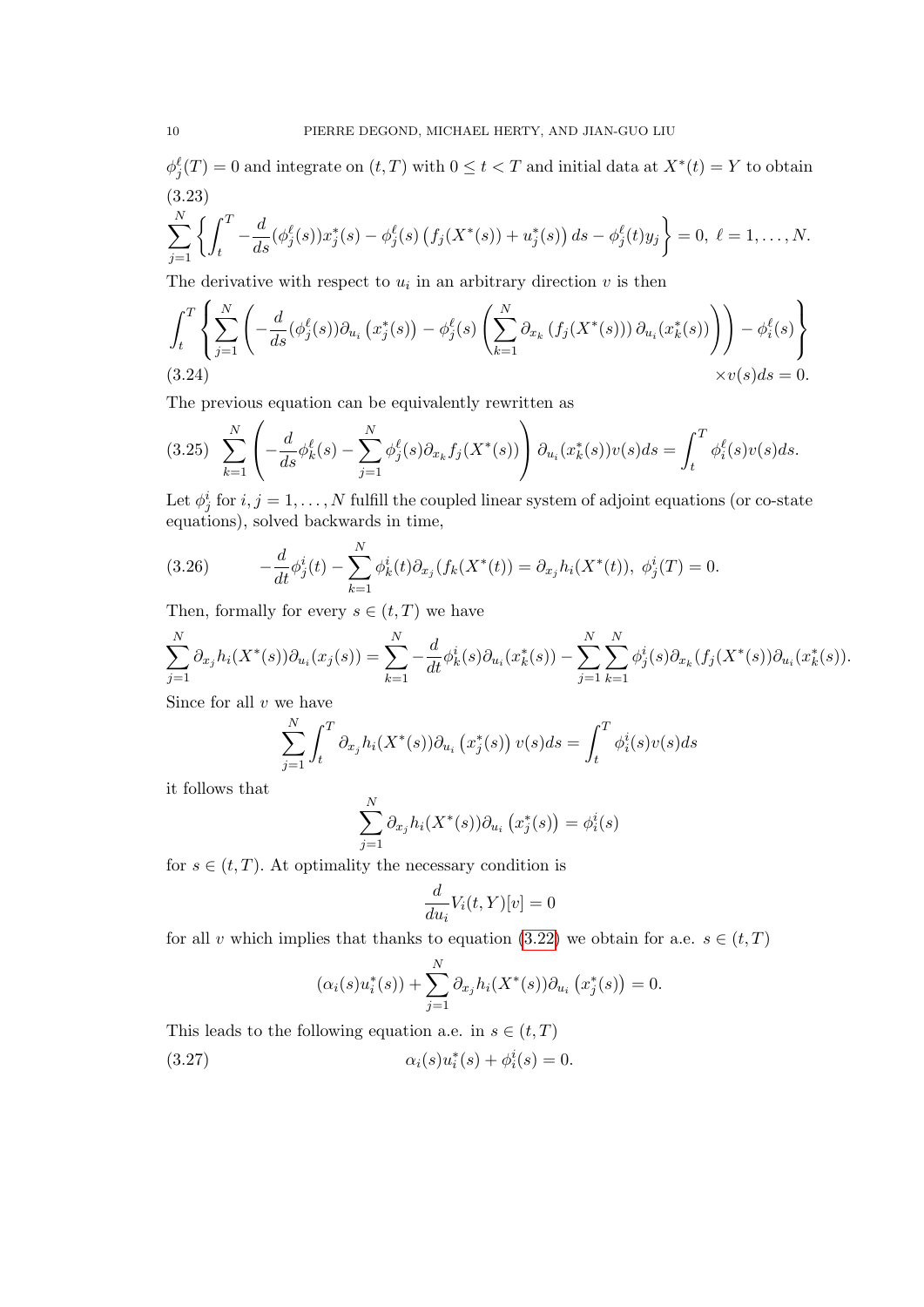$\phi_j^\ell(T) = 0$ and integrate on $(t,T)$ with $0 \le t < T$ and initial data at $X^*(t) = Y$ to obtain

$$
\sum_{j=1}^N \left\{ \int_t^T -\frac{d}{ds}(\phi_j^\ell(s)) x_j^*(s) - \phi_j^\ell(s) \left( f_j(X^*(s)) + u_j^*(s) \right) ds - \phi_j^\ell(t) y_j \right\} = 0, \; \ell = 1, \dots, N. \tag{3.23}
$$

The derivative with respect to $u_i$ in an arbitrary direction $v$ is then

$$
\int_t^T \left\{ \sum_{j=1}^N \left( -\frac{d}{ds}(\phi_j^\ell(s)) \partial_{u_i}\left(x_j^*(s)\right) - \phi_j^\ell(s) \left( \sum_{k=1}^N \partial_{x_k}\left(f_j(X^*(s))\right) \partial_{u_i}(x_k^*(s)) \right) \right) - \phi_i^\ell(s) \right\} \times v(s) ds = 0. \tag{3.24}
$$

The previous equation can be equivalently rewritten as

$$
\sum_{k=1}^N \left( -\frac{d}{ds}\phi_k^\ell(s) - \sum_{j=1}^N \phi_j^\ell(s) \partial_{x_k} f_j(X^*(s)) \right) \partial_{u_i}(x_k^*(s)) v(s) ds = \int_t^T \phi_i^\ell(s) v(s) ds. \tag{3.25}
$$

Let $\phi_j^i$ for $i,j = 1, \dots, N$ fulfill the coupled linear system of adjoint equations (or co-state equations), solved backwards in time,

$$
-\frac{d}{dt}\phi_j^i(t) - \sum_{k=1}^N \phi_k^i(t) \partial_{x_j}(f_k(X^*(t)) = \partial_{x_j} h_i(X^*(t)), \; \phi_j^i(T) = 0. \tag{3.26}
$$

Then, formally for every $s \in (t,T)$ we have

$$
\sum_{j=1}^N \partial_{x_j} h_i(X^*(s)) \partial_{u_i}(x_j(s)) = \sum_{k=1}^N -\frac{d}{dt}\phi_k^i(s) \partial_{u_i}(x_k^*(s)) - \sum_{j=1}^N \sum_{k=1}^N \phi_j^i(s) \partial_{x_k}(f_j(X^*(s)) \partial_{u_i}(x_k^*(s)).
$$

Since for all $v$ we have

$$
\sum_{j=1}^N \int_t^T \partial_{x_j} h_i(X^*(s)) \partial_{u_i}\left(x_j^*(s)\right) v(s) ds = \int_t^T \phi_i^i(s) v(s) ds
$$

it follows that

$$
\sum_{j=1}^N \partial_{x_j} h_i(X^*(s)) \partial_{u_i}\left(x_j^*(s)\right) = \phi_i^i(s)
$$

for $s \in (t,T)$. At optimality the necessary condition is

$$
\frac{d}{du_i} V_i(t,Y)[v] = 0
$$

for all $v$ which implies that thanks to equation (3.22) we obtain for a.e. $s \in (t,T)$

$$
(\alpha_i(s) u_i^*(s)) + \sum_{j=1}^N \partial_{x_j} h_i(X^*(s)) \partial_{u_i}\left(x_j^*(s)\right) = 0.
$$

This leads to the following equation a.e. in $s \in (t,T)$

$$
\alpha_i(s) u_i^*(s) + \phi_i^i(s) = 0. \tag{3.27}
$$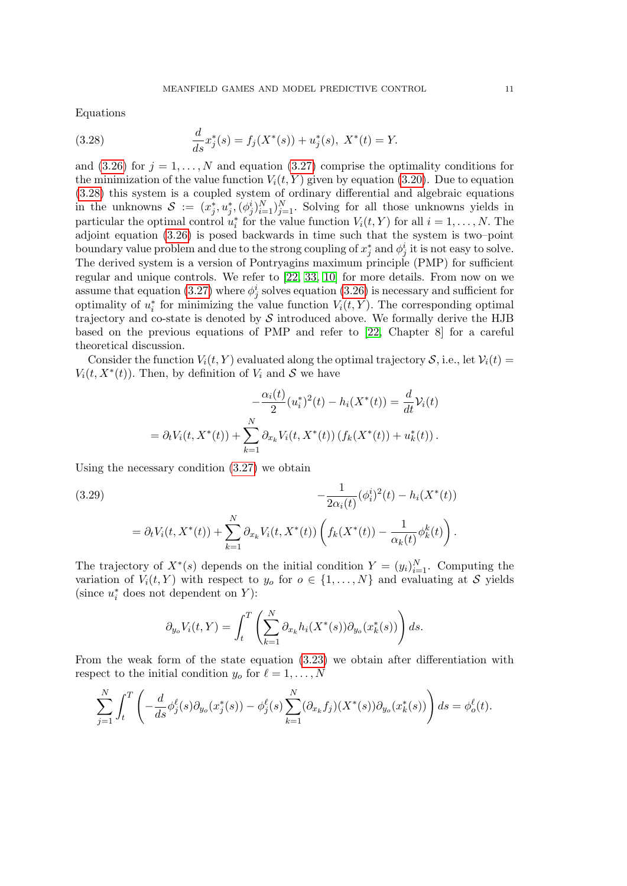Equations

$$\frac{d}{ds} x_j^*(s) = f_j(X^*(s)) + u_j^*(s), \ X^*(t) = Y. \tag{3.28}$$

and (3.26) for $j = 1, \dots, N$ and equation (3.27) comprise the optimality conditions for the minimization of the value function $V_i(t, Y)$ given by equation (3.20). Due to equation (3.28) this system is a coupled system of ordinary differential and algebraic equations in the unknowns $\mathcal{S} := (x_j^*, u_j^*, (\phi_j^i)_{i=1}^N)_{j=1}^N$. Solving for all those unknowns yields in particular the optimal control $u_i^*$ for the value function $V_i(t, Y)$ for all $i = 1, \dots, N$. The adjoint equation (3.26) is posed backwards in time such that the system is two–point boundary value problem and due to the strong coupling of $x_j^*$ and $\phi_j^i$ it is not easy to solve. The derived system is a version of Pontryagins maximum principle (PMP) for sufficient regular and unique controls. We refer to [22, 33, 10] for more details. From now on we assume that equation (3.27) where $\phi_j^i$ solves equation (3.26) is necessary and sufficient for optimality of $u_i^*$ for minimizing the value function $V_i(t, Y)$. The corresponding optimal trajectory and co-state is denoted by $\mathcal{S}$ introduced above. We formally derive the HJB based on the previous equations of PMP and refer to [22, Chapter 8] for a careful theoretical discussion.

Consider the function $V_i(t, Y)$ evaluated along the optimal trajectory $\mathcal{S}$, i.e., let $\mathcal{V}_i(t) = V_i(t, X^*(t))$. Then, by definition of $V_i$ and $\mathcal{S}$ we have

$$-\frac{\alpha_i(t)}{2}(u_i^*)^2(t) - h_i(X^*(t)) = \frac{d}{dt}\mathcal{V}_i(t)$$
$$= \partial_t V_i(t, X^*(t)) + \sum_{k=1}^N \partial_{x_k} V_i(t, X^*(t)) \left( f_k(X^*(t)) + u_k^*(t) \right).$$

Using the necessary condition (3.27) we obtain

$$-\frac{1}{2\alpha_i(t)}(\phi_i^i)^2(t) - h_i(X^*(t)) \tag{3.29}$$
$$= \partial_t V_i(t, X^*(t)) + \sum_{k=1}^N \partial_{x_k} V_i(t, X^*(t)) \left( f_k(X^*(t)) - \frac{1}{\alpha_k(t)}\phi_k^k(t) \right).$$

The trajectory of $X^*(s)$ depends on the initial condition $Y = (y_i)_{i=1}^N$. Computing the variation of $V_i(t, Y)$ with respect to $y_o$ for $o \in \{1, \dots, N\}$ and evaluating at $\mathcal{S}$ yields (since $u_i^*$ does not dependent on $Y$):

$$\partial_{y_o} V_i(t, Y) = \int_t^T \left( \sum_{k=1}^N \partial_{x_k} h_i(X^*(s)) \partial_{y_o}(x_k^*(s)) \right) ds.$$

From the weak form of the state equation (3.23) we obtain after differentiation with respect to the initial condition $y_o$ for $\ell = 1, \dots, N$

$$\sum_{j=1}^N \int_t^T \left( -\frac{d}{ds}\phi_j^\ell(s) \partial_{y_o}(x_j^*(s)) - \phi_j^\ell(s) \sum_{k=1}^N (\partial_{x_k} f_j)(X^*(s)) \partial_{y_o}(x_k^*(s)) \right) ds = \phi_o^\ell(t).$$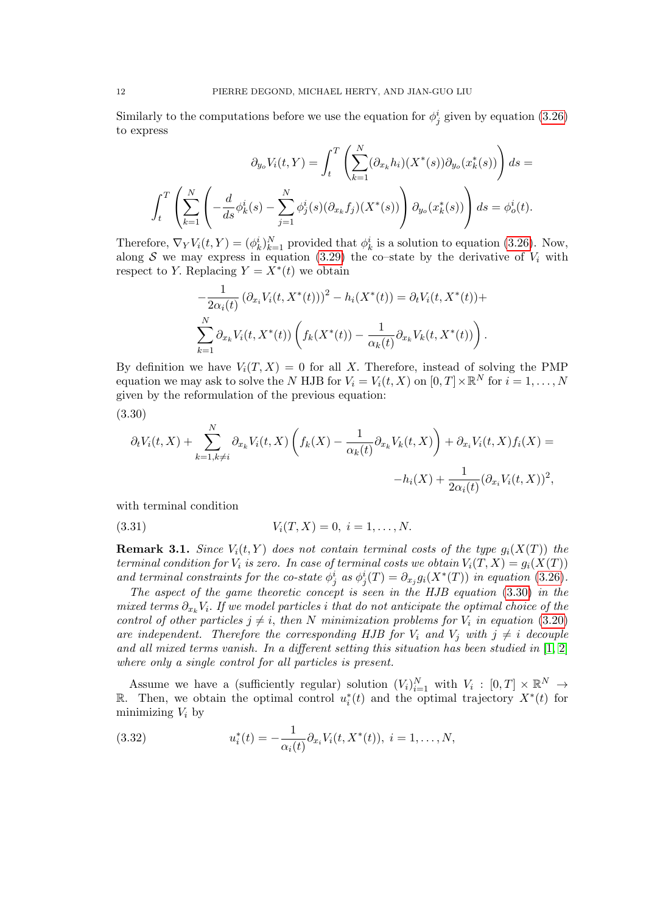Similarly to the computations before we use the equation for $\phi^i_j$ given by equation (3.26) to express

$$
\partial_{y_o} V_i(t,Y) = \int_t^T \left( \sum_{k=1}^N (\partial_{x_k} h_i)(X^*(s)) \partial_{y_o}(x^*_k(s)) \right) ds =
$$

$$
\int_t^T \left( \sum_{k=1}^N \left( -\frac{d}{ds}\phi^i_k(s) - \sum_{j=1}^N \phi^i_j(s)(\partial_{x_k} f_j)(X^*(s)) \right) \partial_{y_o}(x^*_k(s)) \right) ds = \phi^i_o(t).
$$

Therefore, $\nabla_Y V_i(t,Y) = (\phi^i_k)_{k=1}^N$ provided that $\phi^i_k$ is a solution to equation (3.26). Now, along $\mathcal{S}$ we may express in equation (3.29) the co–state by the derivative of $V_i$ with respect to $Y$. Replacing $Y = X^*(t)$ we obtain

$$
-\frac{1}{2\alpha_i(t)} \left( \partial_{x_i} V_i(t, X^*(t)) \right)^2 - h_i(X^*(t)) = \partial_t V_i(t, X^*(t)) +
$$

$$
\sum_{k=1}^N \partial_{x_k} V_i(t, X^*(t)) \left( f_k(X^*(t)) - \frac{1}{\alpha_k(t)} \partial_{x_k} V_k(t, X^*(t)) \right).
$$

By definition we have $V_i(T,X) = 0$ for all $X$. Therefore, instead of solving the PMP equation we may ask to solve the $N$ HJB for $V_i = V_i(t,X)$ on $[0,T] \times \mathbb{R}^N$ for $i = 1, \dots, N$ given by the reformulation of the previous equation:

(3.30)

$$
\partial_t V_i(t,X) + \sum_{k=1, k\neq i}^N \partial_{x_k} V_i(t,X) \left( f_k(X) - \frac{1}{\alpha_k(t)} \partial_{x_k} V_k(t,X) \right) + \partial_{x_i} V_i(t,X) f_i(X) =
$$

$$
-h_i(X) + \frac{1}{2\alpha_i(t)} (\partial_{x_i} V_i(t,X))^2,
$$

with terminal condition

$$
V_i(T,X) = 0, \; i = 1, \dots, N. \tag{3.31}
$$

**Remark 3.1.** *Since $V_i(t,Y)$ does not contain terminal costs of the type $g_i(X(T))$ the terminal condition for $V_i$ is zero. In case of terminal costs we obtain $V_i(T,X) = g_i(X(T))$ and terminal constraints for the co-state $\phi^i_j$ as $\phi^i_j(T) = \partial_{x_j} g_i(X^*(T))$ in equation (3.26).*

*The aspect of the game theoretic concept is seen in the HJB equation (3.30) in the mixed terms $\partial_{x_k} V_i$. If we model particles $i$ that do not anticipate the optimal choice of the control of other particles $j \neq i$, then $N$ minimization problems for $V_i$ in equation (3.20) are independent. Therefore the corresponding HJB for $V_i$ and $V_j$ with $j \neq i$ decouple and all mixed terms vanish. In a different setting this situation has been studied in [1, 2] where only a single control for all particles is present.*

Assume we have a (sufficiently regular) solution $(V_i)_{i=1}^N$ with $V_i : [0,T] \times \mathbb{R}^N \to \mathbb{R}$. Then, we obtain the optimal control $u^*_i(t)$ and the optimal trajectory $X^*(t)$ for minimizing $V_i$ by

$$
u^*_i(t) = -\frac{1}{\alpha_i(t)} \partial_{x_i} V_i(t, X^*(t)), \; i = 1, \dots, N, \tag{3.32}
$$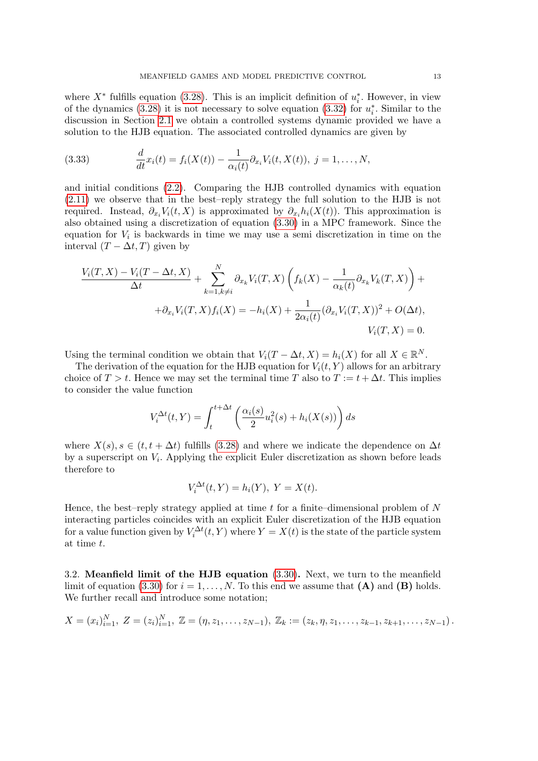where $X^*$ fulfills equation (3.28). This is an implicit definition of $u_i^*$. However, in view of the dynamics (3.28) it is not necessary to solve equation (3.32) for $u_i^*$. Similar to the discussion in Section 2.1 we obtain a controlled systems dynamic provided we have a solution to the HJB equation. The associated controlled dynamics are given by

$$
\frac{d}{dt}x_i(t) = f_i(X(t)) - \frac{1}{\alpha_i(t)}\partial_{x_i}V_i(t, X(t)),\ j = 1, \dots, N, \tag{3.33}
$$

and initial conditions (2.2). Comparing the HJB controlled dynamics with equation (2.11) we observe that in the best–reply strategy the full solution to the HJB is not required. Instead, $\partial_{x_i}V_i(t, X)$ is approximated by $\partial_{x_i}h_i(X(t))$. This approximation is also obtained using a discretization of equation (3.30) in a MPC framework. Since the equation for $V_i$ is backwards in time we may use a semi discretization in time on the interval $(T - \Delta t, T)$ given by

$$
\begin{aligned}
\frac{V_i(T, X) - V_i(T - \Delta t, X)}{\Delta t} + \sum_{k=1, k\neq i}^{N} \partial_{x_k}V_i(T, X)\left(f_k(X) - \frac{1}{\alpha_k(t)}\partial_{x_k}V_k(T, X)\right) + \\
+\partial_{x_i}V_i(T, X)f_i(X) = -h_i(X) + \frac{1}{2\alpha_i(t)}(\partial_{x_i}V_i(T, X))^2 + O(\Delta t), \\
V_i(T, X) = 0.
\end{aligned}
$$

Using the terminal condition we obtain that $V_i(T - \Delta t, X) = h_i(X)$ for all $X \in \mathbb{R}^N$.

The derivation of the equation for the HJB equation for $V_i(t, Y)$ allows for an arbitrary choice of $T > t$. Hence we may set the terminal time $T$ also to $T := t + \Delta t$. This implies to consider the value function

$$
V_i^{\Delta t}(t, Y) = \int_t^{t+\Delta t} \left(\frac{\alpha_i(s)}{2}u_i^2(s) + h_i(X(s))\right) ds
$$

where $X(s), s \in (t, t + \Delta t)$ fulfills (3.28) and where we indicate the dependence on $\Delta t$ by a superscript on $V_i$. Applying the explicit Euler discretization as shown before leads therefore to

$$
V_i^{\Delta t}(t, Y) = h_i(Y),\ Y = X(t).
$$

Hence, the best–reply strategy applied at time $t$ for a finite–dimensional problem of $N$ interacting particles coincides with an explicit Euler discretization of the HJB equation for a value function given by $V_i^{\Delta t}(t, Y)$ where $Y = X(t)$ is the state of the particle system at time $t$.

### 3.2. Meanfield limit of the HJB equation (3.30).

Next, we turn to the meanfield limit of equation (3.30) for $i = 1, \dots, N$. To this end we assume that **(A)** and **(B)** holds. We further recall and introduce some notation;

$$
X = (x_i)_{i=1}^N,\ Z = (z_i)_{i=1}^N,\ \mathbb{Z} = (\eta, z_1, \dots, z_{N-1}),\ \mathbb{Z}_k := (z_k, \eta, z_1, \dots, z_{k-1}, z_{k+1}, \dots, z_{N-1}).
$$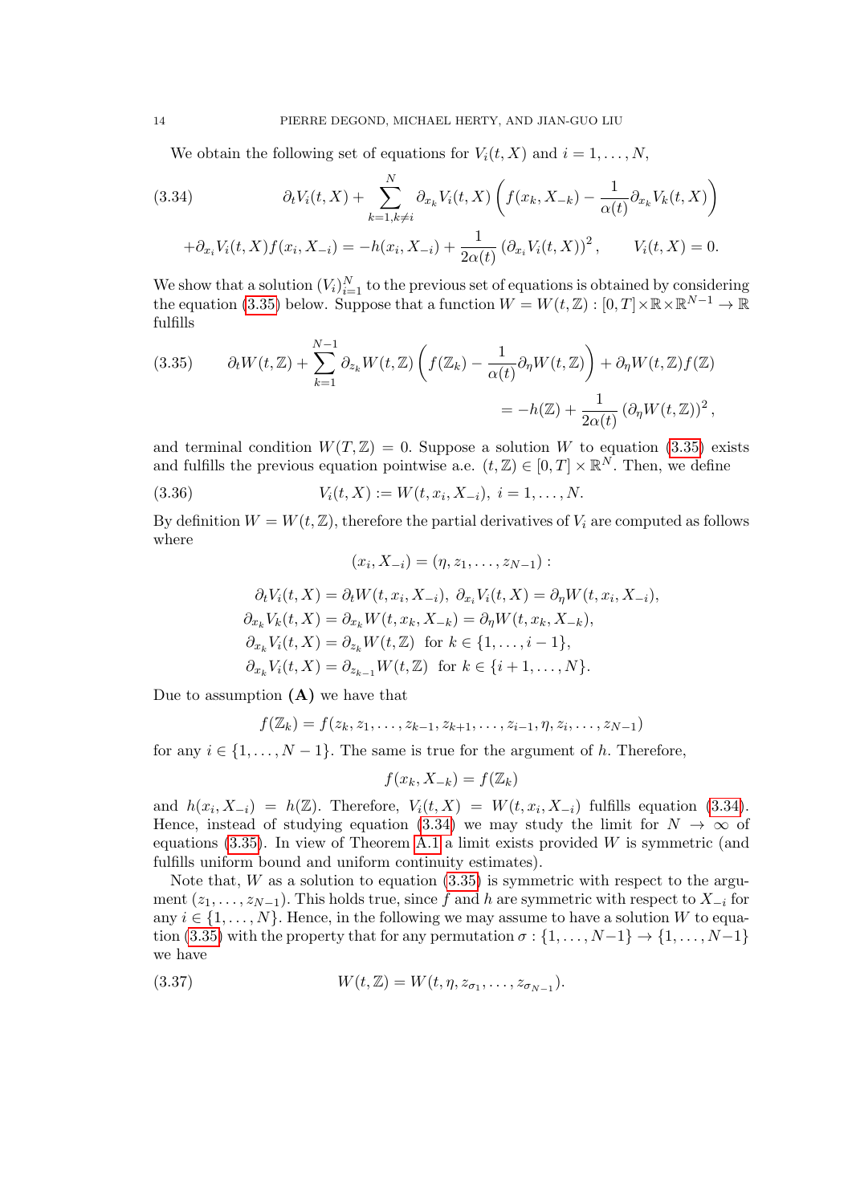We obtain the following set of equations for $V_i(t,X)$ and $i = 1,\dots,N$,

$$
\partial_t V_i(t,X) + \sum_{k=1,k\neq i}^{N} \partial_{x_k} V_i(t,X)\left( f(x_k, X_{-k}) - \frac{1}{\alpha(t)} \partial_{x_k} V_k(t,X)\right) \tag{3.34}
$$

$$
+\partial_{x_i} V_i(t,X) f(x_i, X_{-i}) = -h(x_i, X_{-i}) + \frac{1}{2\alpha(t)} \left(\partial_{x_i} V_i(t,X)\right)^2, \qquad V_i(t,X) = 0.
$$

We show that a solution $(V_i)_{i=1}^N$ to the previous set of equations is obtained by considering the equation (3.35) below. Suppose that a function $W = W(t,\mathbb{Z}) : [0,T]\times\mathbb{R}\times\mathbb{R}^{N-1} \to \mathbb{R}$ fulfills

$$
\partial_t W(t,\mathbb{Z}) + \sum_{k=1}^{N-1} \partial_{z_k} W(t,\mathbb{Z})\left( f(\mathbb{Z}_k) - \frac{1}{\alpha(t)}\partial_\eta W(t,\mathbb{Z})\right) + \partial_\eta W(t,\mathbb{Z}) f(\mathbb{Z}) \tag{3.35}
$$

$$
= -h(\mathbb{Z}) + \frac{1}{2\alpha(t)} \left(\partial_\eta W(t,\mathbb{Z})\right)^2,
$$

and terminal condition $W(T,\mathbb{Z}) = 0$. Suppose a solution $W$ to equation (3.35) exists and fulfills the previous equation pointwise a.e. $(t,\mathbb{Z}) \in [0,T]\times\mathbb{R}^N$. Then, we define

$$
V_i(t,X) := W(t, x_i, X_{-i}), \; i = 1,\dots,N. \tag{3.36}
$$

By definition $W = W(t,\mathbb{Z})$, therefore the partial derivatives of $V_i$ are computed as follows where

$$
(x_i, X_{-i}) = (\eta, z_1, \dots, z_{N-1}) :
$$

$$
\begin{aligned}
\partial_t V_i(t,X) &= \partial_t W(t,x_i,X_{-i}),\ \partial_{x_i} V_i(t,X) = \partial_\eta W(t,x_i,X_{-i}),\\
\partial_{x_k} V_k(t,X) &= \partial_{x_k} W(t,x_k,X_{-k}) = \partial_\eta W(t,x_k,X_{-k}),\\
\partial_{x_k} V_i(t,X) &= \partial_{z_k} W(t,\mathbb{Z}) \ \text{ for } k \in \{1,\dots,i-1\},\\
\partial_{x_k} V_i(t,X) &= \partial_{z_{k-1}} W(t,\mathbb{Z}) \ \text{ for } k \in \{i+1,\dots,N\}.
\end{aligned}
$$

Due to assumption **(A)** we have that

$$
f(\mathbb{Z}_k) = f(z_k, z_1, \dots, z_{k-1}, z_{k+1}, \dots, z_{i-1}, \eta, z_i, \dots, z_{N-1})
$$

for any $i \in \{1,\dots,N-1\}$. The same is true for the argument of $h$. Therefore,

$$
f(x_k, X_{-k}) = f(\mathbb{Z}_k)
$$

and $h(x_i, X_{-i}) = h(\mathbb{Z})$. Therefore, $V_i(t,X) = W(t,x_i,X_{-i})$ fulfills equation (3.34). Hence, instead of studying equation (3.34) we may study the limit for $N \to \infty$ of equations (3.35). In view of Theorem A.1 a limit exists provided $W$ is symmetric (and fulfills uniform bound and uniform continuity estimates).

Note that, $W$ as a solution to equation (3.35) is symmetric with respect to the argument $(z_1,\dots,z_{N-1})$. This holds true, since $f$ and $h$ are symmetric with respect to $X_{-i}$ for any $i \in \{1,\dots,N\}$. Hence, in the following we may assume to have a solution $W$ to equation (3.35) with the property that for any permutation $\sigma : \{1,\dots,N-1\} \to \{1,\dots,N-1\}$ we have

$$
W(t,\mathbb{Z}) = W(t, \eta, z_{\sigma_1}, \dots, z_{\sigma_{N-1}}). \tag{3.37}
$$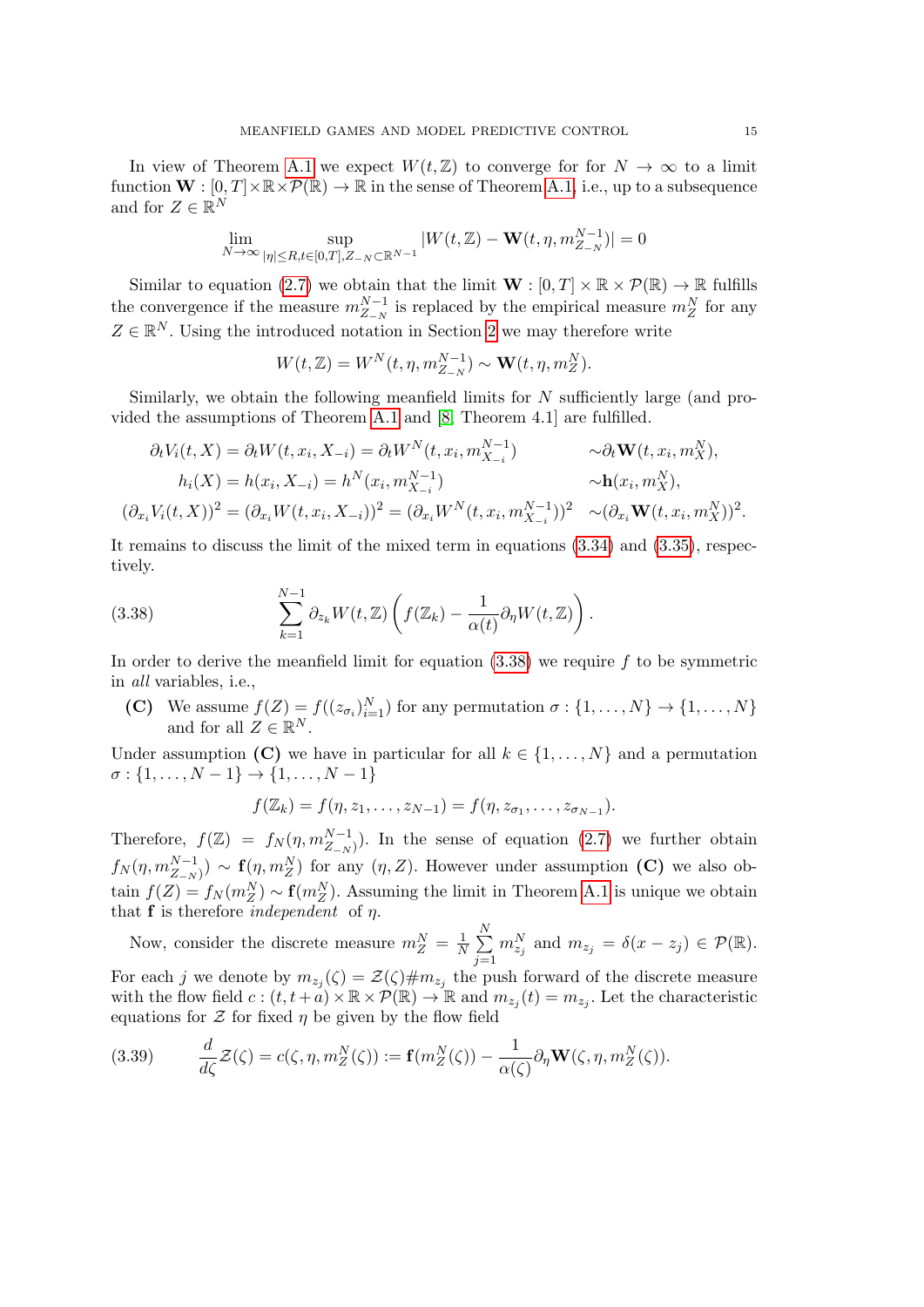In view of Theorem A.1 we expect $W(t,\mathbb{Z})$ to converge for for $N \to \infty$ to a limit function $\mathbf{W} : [0,T] \times \mathbb{R} \times \mathcal{P}(\mathbb{R}) \to \mathbb{R}$ in the sense of Theorem A.1, i.e., up to a subsequence and for $Z \in \mathbb{R}^N$

$$\lim_{N\to\infty} \sup_{|\eta| \le R, t\in[0,T], Z_{-N} \subset \mathbb{R}^{N-1}} |W(t,\mathbb{Z}) - \mathbf{W}(t,\eta, m^{N-1}_{Z_{-N}})| = 0$$

Similar to equation (2.7) we obtain that the limit $\mathbf{W} : [0,T] \times \mathbb{R} \times \mathcal{P}(\mathbb{R}) \to \mathbb{R}$ fulfills the convergence if the measure $m^{N-1}_{Z_{-N}}$ is replaced by the empirical measure $m^N_Z$ for any $Z \in \mathbb{R}^N$. Using the introduced notation in Section 2 we may therefore write

$$W(t,\mathbb{Z}) = W^N(t,\eta, m^{N-1}_{Z_{-N}}) \sim \mathbf{W}(t,\eta, m^N_Z).$$

Similarly, we obtain the following meanfield limits for $N$ sufficiently large (and provided the assumptions of Theorem A.1 and [8, Theorem 4.1] are fulfilled.

$$\begin{aligned}
\partial_t V_i(t,X) = \partial_t W(t,x_i,X_{-i}) &= \partial_t W^N(t,x_i,m^{N-1}_{X_{-i}}) && \sim \partial_t \mathbf{W}(t,x_i,m^N_X),\\
h_i(X) = h(x_i,X_{-i}) &= h^N(x_i,m^{N-1}_{X_{-i}}) && \sim \mathbf{h}(x_i,m^N_X),\\
(\partial_{x_i} V_i(t,X))^2 = (\partial_{x_i} W(t,x_i,X_{-i}))^2 &= (\partial_{x_i} W^N(t,x_i,m^{N-1}_{X_{-i}}))^2 && \sim (\partial_{x_i} \mathbf{W}(t,x_i,m^N_X))^2.
\end{aligned}$$

It remains to discuss the limit of the mixed term in equations (3.34) and (3.35), respectively.

$$\sum_{k=1}^{N-1} \partial_{z_k} W(t,\mathbb{Z}) \left( f(\mathbb{Z}_k) - \frac{1}{\alpha(t)} \partial_\eta W(t,\mathbb{Z}) \right). \tag{3.38}$$

In order to derive the meanfield limit for equation (3.38) we require $f$ to be symmetric in *all* variables, i.e.,

**(C)** We assume $f(Z) = f((z_{\sigma_i})_{i=1}^N)$ for any permutation $\sigma : \{1,\dots,N\} \to \{1,\dots,N\}$ and for all $Z \in \mathbb{R}^N$.

Under assumption **(C)** we have in particular for all $k \in \{1,\dots,N\}$ and a permutation $\sigma : \{1,\dots,N-1\} \to \{1,\dots,N-1\}$

$$f(\mathbb{Z}_k) = f(\eta, z_1, \dots, z_{N-1}) = f(\eta, z_{\sigma_1}, \dots, z_{\sigma_{N-1}}).$$

Therefore, $f(\mathbb{Z}) = f_N(\eta, m^{N-1}_{Z_{-N}})$. In the sense of equation (2.7) we further obtain $f_N(\eta, m^{N-1}_{Z_{-N}}) \sim \mathbf{f}(\eta, m^N_Z)$ for any $(\eta, Z)$. However under assumption **(C)** we also obtain $f(Z) = f_N(m^N_Z) \sim \mathbf{f}(m^N_Z)$. Assuming the limit in Theorem A.1 is unique we obtain that $\mathbf{f}$ is therefore *independent* of $\eta$.

Now, consider the discrete measure $m^N_Z = \frac{1}{N}\sum_{j=1}^N m^N_{z_j}$ and $m_{z_j} = \delta(x - z_j) \in \mathcal{P}(\mathbb{R})$. For each $j$ we denote by $m_{z_j}(\zeta) = \mathcal{Z}(\zeta)\# m_{z_j}$ the push forward of the discrete measure with the flow field $c : (t, t+a) \times \mathbb{R} \times \mathcal{P}(\mathbb{R}) \to \mathbb{R}$ and $m_{z_j}(t) = m_{z_j}$. Let the characteristic equations for $\mathcal{Z}$ for fixed $\eta$ be given by the flow field

$$\frac{d}{d\zeta}\mathcal{Z}(\zeta) = c(\zeta, \eta, m^N_Z(\zeta)) := \mathbf{f}(m^N_Z(\zeta)) - \frac{1}{\alpha(\zeta)} \partial_\eta \mathbf{W}(\zeta, \eta, m^N_Z(\zeta)). \tag{3.39}$$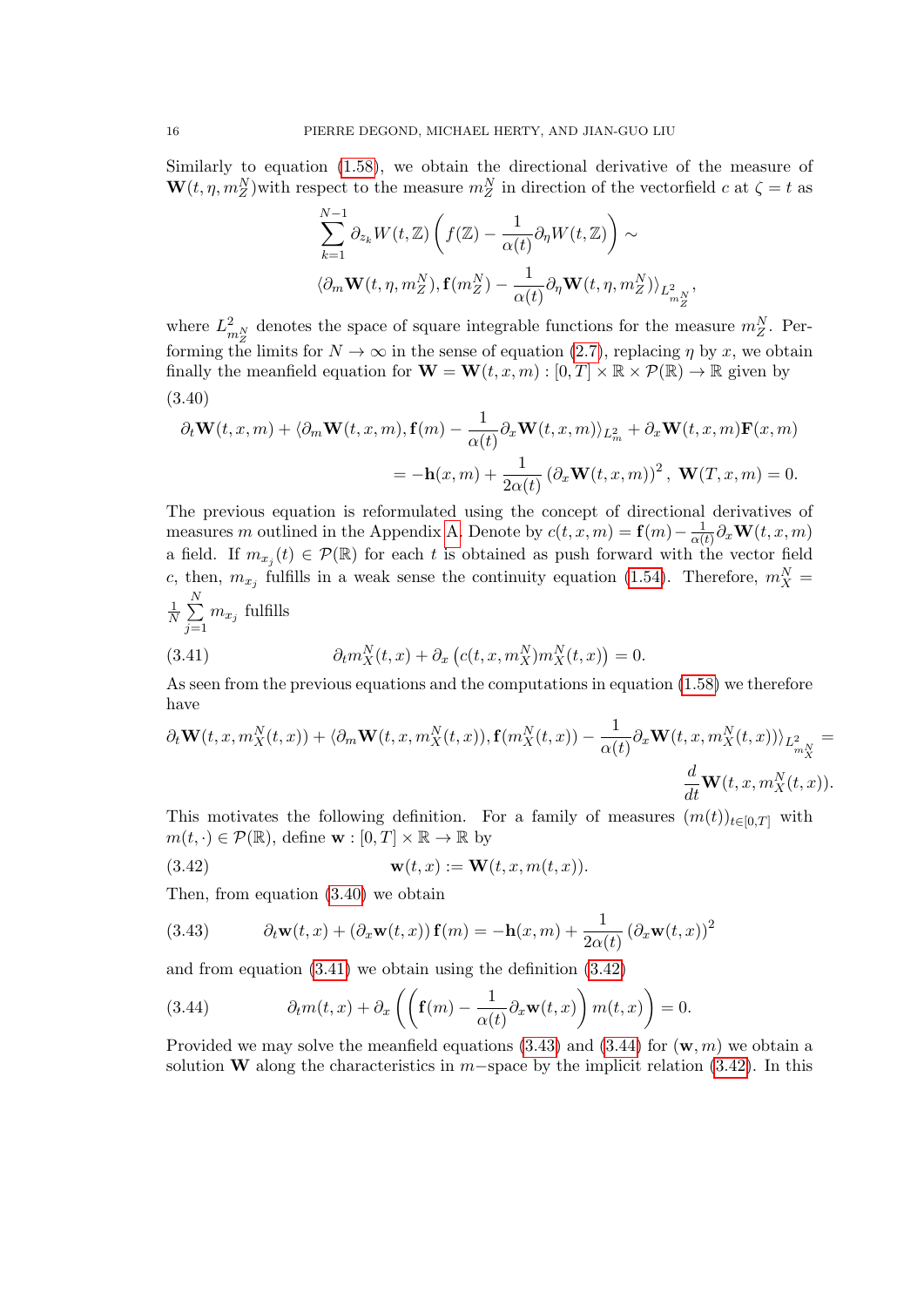Similarly to equation (1.58), we obtain the directional derivative of the measure of $\mathbf{W}(t,\eta,m_Z^N)$with respect to the measure $m_Z^N$ in direction of the vectorfield $c$ at $\zeta = t$ as

$$\sum_{k=1}^{N-1} \partial_{z_k} W(t,\mathbb{Z}) \left( f(\mathbb{Z}) - \frac{1}{\alpha(t)} \partial_\eta W(t,\mathbb{Z}) \right) \sim$$
$$\langle \partial_m \mathbf{W}(t,\eta,m_Z^N), \mathbf{f}(m_Z^N) - \frac{1}{\alpha(t)} \partial_\eta \mathbf{W}(t,\eta,m_Z^N) \rangle_{L^2_{m_Z^N}},$$

where $L^2_{m_Z^N}$ denotes the space of square integrable functions for the measure $m_Z^N$. Performing the limits for $N \to \infty$ in the sense of equation (2.7), replacing $\eta$ by $x$, we obtain finally the meanfield equation for $\mathbf{W} = \mathbf{W}(t,x,m) : [0,T] \times \mathbb{R} \times \mathcal{P}(\mathbb{R}) \to \mathbb{R}$ given by

(3.40)

$$\partial_t \mathbf{W}(t,x,m) + \langle \partial_m \mathbf{W}(t,x,m), \mathbf{f}(m) - \frac{1}{\alpha(t)} \partial_x \mathbf{W}(t,x,m) \rangle_{L^2_m} + \partial_x \mathbf{W}(t,x,m) \mathbf{F}(x,m)$$
$$= -\mathbf{h}(x,m) + \frac{1}{2\alpha(t)} \left( \partial_x \mathbf{W}(t,x,m) \right)^2, \ \mathbf{W}(T,x,m) = 0.$$

The previous equation is reformulated using the concept of directional derivatives of measures $m$ outlined in the Appendix A. Denote by $c(t,x,m) = \mathbf{f}(m) - \frac{1}{\alpha(t)} \partial_x \mathbf{W}(t,x,m)$ a field. If $m_{x_j}(t) \in \mathcal{P}(\mathbb{R})$ for each $t$ is obtained as push forward with the vector field $c$, then, $m_{x_j}$ fulfills in a weak sense the continuity equation (1.54). Therefore, $m_X^N = \frac{1}{N} \sum_{j=1}^{N} m_{x_j}$ fulfills

$$\partial_t m_X^N(t,x) + \partial_x \left( c(t,x,m_X^N) m_X^N(t,x) \right) = 0. \tag{3.41}$$

As seen from the previous equations and the computations in equation (1.58) we therefore have

$$\partial_t \mathbf{W}(t,x,m_X^N(t,x)) + \langle \partial_m \mathbf{W}(t,x,m_X^N(t,x)), \mathbf{f}(m_X^N(t,x)) - \frac{1}{\alpha(t)} \partial_x \mathbf{W}(t,x,m_X^N(t,x)) \rangle_{L^2_{m_X^N}} =$$
$$\frac{d}{dt} \mathbf{W}(t,x,m_X^N(t,x)).$$

This motivates the following definition. For a family of measures $(m(t))_{t \in [0,T]}$ with $m(t,\cdot) \in \mathcal{P}(\mathbb{R})$, define $\mathbf{w} : [0,T] \times \mathbb{R} \to \mathbb{R}$ by

$$\mathbf{w}(t,x) := \mathbf{W}(t,x,m(t,x)). \tag{3.42}$$

Then, from equation (3.40) we obtain

$$\partial_t \mathbf{w}(t,x) + (\partial_x \mathbf{w}(t,x)) \, \mathbf{f}(m) = -\mathbf{h}(x,m) + \frac{1}{2\alpha(t)} \left( \partial_x \mathbf{w}(t,x) \right)^2 \tag{3.43}$$

and from equation (3.41) we obtain using the definition (3.42)

$$\partial_t m(t,x) + \partial_x \left( \left( \mathbf{f}(m) - \frac{1}{\alpha(t)} \partial_x \mathbf{w}(t,x) \right) m(t,x) \right) = 0. \tag{3.44}$$

Provided we may solve the meanfield equations (3.43) and (3.44) for $(\mathbf{w}, m)$ we obtain a solution $\mathbf{W}$ along the characteristics in $m-$space by the implicit relation (3.42). In this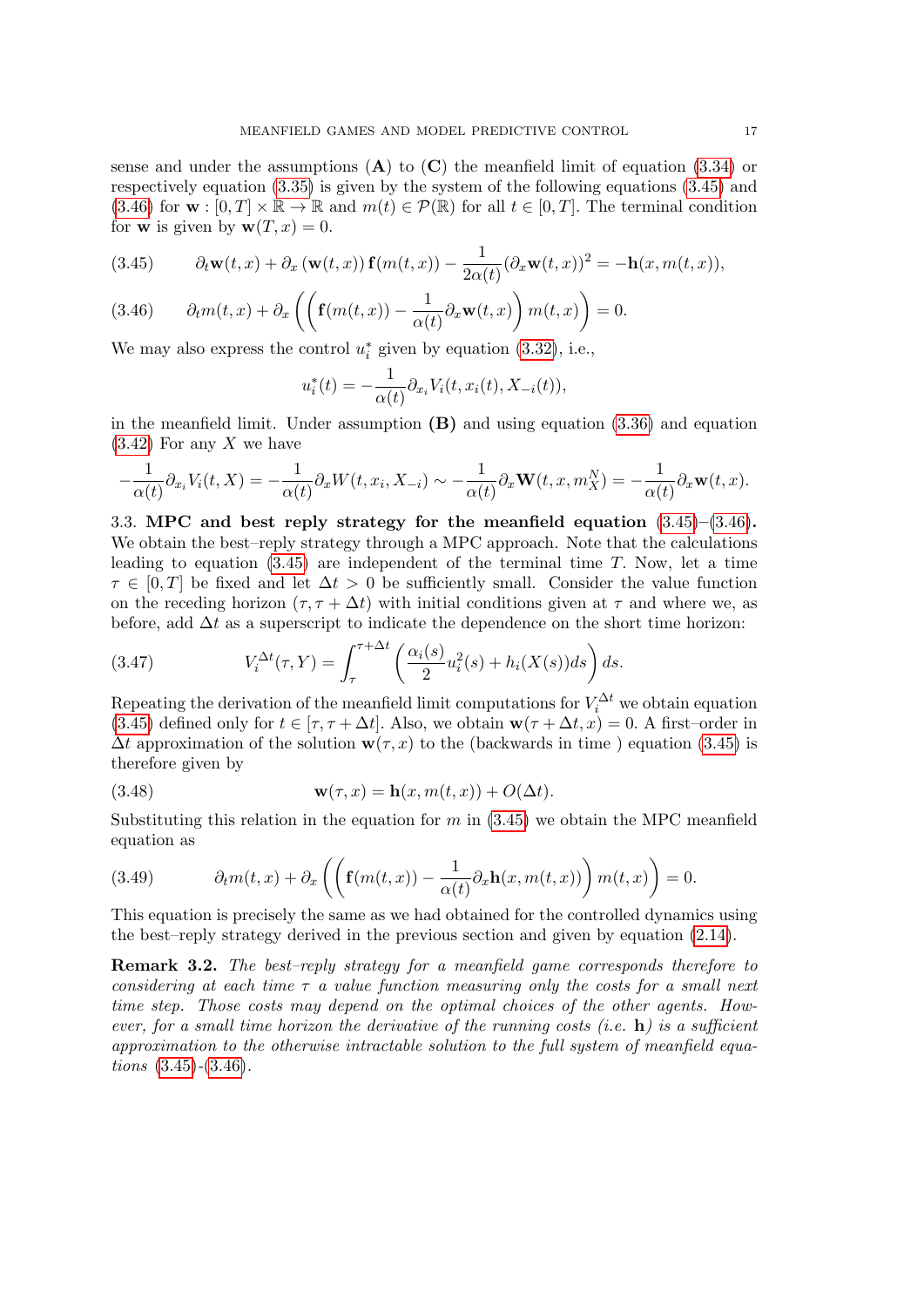sense and under the assumptions (**A**) to (**C**) the meanfield limit of equation (3.34) or respectively equation (3.35) is given by the system of the following equations (3.45) and (3.46) for $\mathbf{w} : [0,T] \times \mathbb{R} \to \mathbb{R}$ and $m(t) \in \mathcal{P}(\mathbb{R})$ for all $t \in [0,T]$. The terminal condition for $\mathbf{w}$ is given by $\mathbf{w}(T,x) = 0$.

$$\partial_t \mathbf{w}(t,x) + \partial_x (\mathbf{w}(t,x))\, \mathbf{f}(m(t,x)) - \frac{1}{2\alpha(t)} (\partial_x \mathbf{w}(t,x))^2 = -\mathbf{h}(x, m(t,x)), \tag{3.45}$$

$$\partial_t m(t,x) + \partial_x \left( \left( \mathbf{f}(m(t,x)) - \frac{1}{\alpha(t)} \partial_x \mathbf{w}(t,x) \right) m(t,x) \right) = 0. \tag{3.46}$$

We may also express the control $u_i^*$ given by equation (3.32), i.e.,

$$u_i^*(t) = -\frac{1}{\alpha(t)} \partial_{x_i} V_i(t, x_i(t), X_{-i}(t)),$$

in the meanfield limit. Under assumption **(B)** and using equation (3.36) and equation (3.42) For any $X$ we have

$$-\frac{1}{\alpha(t)} \partial_{x_i} V_i(t,X) = -\frac{1}{\alpha(t)} \partial_x W(t, x_i, X_{-i}) \sim -\frac{1}{\alpha(t)} \partial_x \mathbf{W}(t, x, m_X^N) = -\frac{1}{\alpha(t)} \partial_x \mathbf{w}(t,x).$$

3.3. **MPC and best reply strategy for the meanfield equation (3.45)–(3.46).** We obtain the best–reply strategy through a MPC approach. Note that the calculations leading to equation (3.45) are independent of the terminal time $T$. Now, let a time $\tau \in [0,T]$ be fixed and let $\Delta t > 0$ be sufficiently small. Consider the value function on the receding horizon $(\tau, \tau + \Delta t)$ with initial conditions given at $\tau$ and where we, as before, add $\Delta t$ as a superscript to indicate the dependence on the short time horizon:

$$V_i^{\Delta t}(\tau, Y) = \int_\tau^{\tau + \Delta t} \left( \frac{\alpha_i(s)}{2} u_i^2(s) + h_i(X(s)) ds \right) ds. \tag{3.47}$$

Repeating the derivation of the meanfield limit computations for $V_i^{\Delta t}$ we obtain equation (3.45) defined only for $t \in [\tau, \tau + \Delta t]$. Also, we obtain $\mathbf{w}(\tau + \Delta t, x) = 0$. A first–order in $\Delta t$ approximation of the solution $\mathbf{w}(\tau, x)$ to the (backwards in time ) equation (3.45) is therefore given by

$$\mathbf{w}(\tau, x) = \mathbf{h}(x, m(t,x)) + O(\Delta t). \tag{3.48}$$

Substituting this relation in the equation for $m$ in (3.45) we obtain the MPC meanfield equation as

$$\partial_t m(t,x) + \partial_x \left( \left( \mathbf{f}(m(t,x)) - \frac{1}{\alpha(t)} \partial_x \mathbf{h}(x, m(t,x)) \right) m(t,x) \right) = 0. \tag{3.49}$$

This equation is precisely the same as we had obtained for the controlled dynamics using the best–reply strategy derived in the previous section and given by equation (2.14).

**Remark 3.2.** *The best–reply strategy for a meanfield game corresponds therefore to considering at each time $\tau$ a value function measuring only the costs for a small next time step. Those costs may depend on the optimal choices of the other agents. However, for a small time horizon the derivative of the running costs (i.e. $\mathbf{h}$) is a sufficient approximation to the otherwise intractable solution to the full system of meanfield equations (3.45)-(3.46).*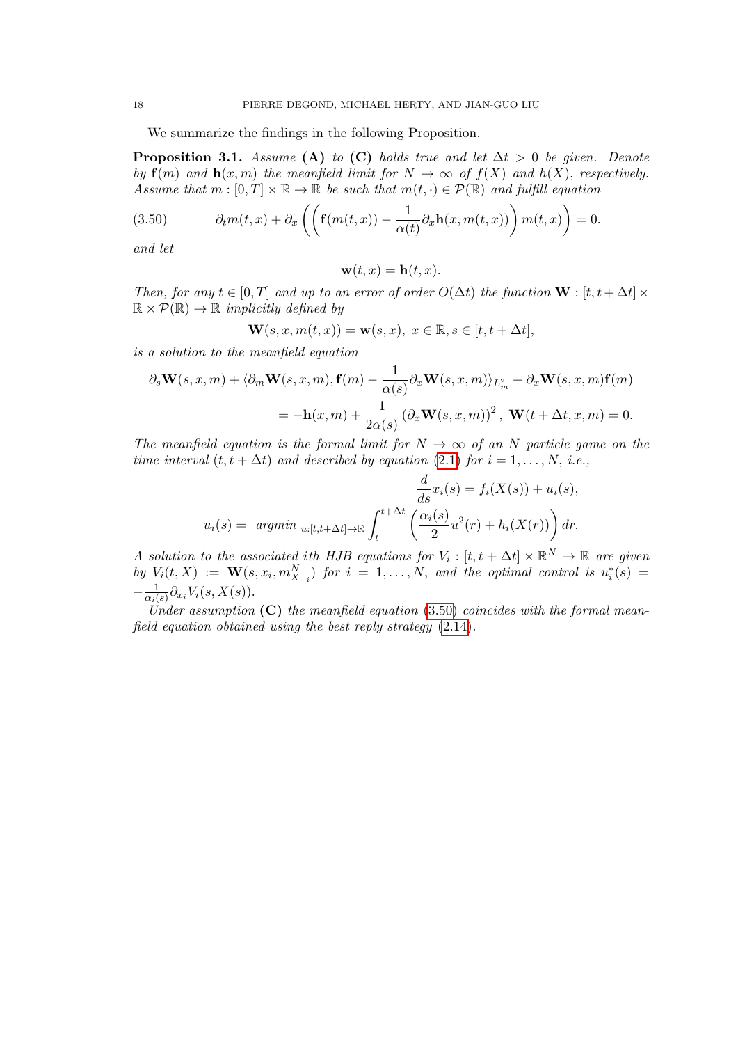We summarize the findings in the following Proposition.

**Proposition 3.1.** *Assume* **(A)** *to* **(C)** *holds true and let $\Delta t > 0$ be given. Denote by $\mathbf{f}(m)$ and $\mathbf{h}(x,m)$ the meanfield limit for $N \to \infty$ of $f(X)$ and $h(X)$, respectively. Assume that $m : [0,T] \times \mathbb{R} \to \mathbb{R}$ be such that $m(t,\cdot) \in \mathcal{P}(\mathbb{R})$ and fulfill equation*

$$\partial_t m(t,x) + \partial_x \left( \left( \mathbf{f}(m(t,x)) - \frac{1}{\alpha(t)} \partial_x \mathbf{h}(x, m(t,x)) \right) m(t,x) \right) = 0. \tag{3.50}$$

*and let*

$$\mathbf{w}(t,x) = \mathbf{h}(t,x).$$

*Then, for any $t \in [0,T]$ and up to an error of order $O(\Delta t)$ the function $\mathbf{W} : [t, t+\Delta t] \times \mathbb{R} \times \mathcal{P}(\mathbb{R}) \to \mathbb{R}$ implicitly defined by*

$$\mathbf{W}(s, x, m(t,x)) = \mathbf{w}(s,x), \; x \in \mathbb{R}, s \in [t, t+\Delta t],$$

*is a solution to the meanfield equation*

$$\partial_s \mathbf{W}(s,x,m) + \langle \partial_m \mathbf{W}(s,x,m), \mathbf{f}(m) - \frac{1}{\alpha(s)} \partial_x \mathbf{W}(s,x,m) \rangle_{L^2_m} + \partial_x \mathbf{W}(s,x,m) \mathbf{f}(m)$$
$$= -\mathbf{h}(x,m) + \frac{1}{2\alpha(s)} \left( \partial_x \mathbf{W}(s,x,m) \right)^2, \; \mathbf{W}(t+\Delta t, x, m) = 0.$$

*The meanfield equation is the formal limit for $N \to \infty$ of an $N$ particle game on the time interval $(t, t+\Delta t)$ and described by equation (2.1) for $i = 1, \ldots, N$, i.e.,*

$$\frac{d}{ds} x_i(s) = f_i(X(s)) + u_i(s),$$
$$u_i(s) = \text{ argmin }_{u:[t,t+\Delta t] \to \mathbb{R}} \int_t^{t+\Delta t} \left( \frac{\alpha_i(s)}{2} u^2(r) + h_i(X(r)) \right) dr.$$

*A solution to the associated $i$th HJB equations for $V_i : [t, t+\Delta t] \times \mathbb{R}^N \to \mathbb{R}$ are given by $V_i(t,X) := \mathbf{W}(s, x_i, m^N_{X_{-i}})$ for $i = 1, \ldots, N$, and the optimal control is $u_i^*(s) = -\frac{1}{\alpha_i(s)} \partial_{x_i} V_i(s, X(s))$.*

*Under assumption* **(C)** *the meanfield equation (3.50) coincides with the formal meanfield equation obtained using the best reply strategy (2.14).*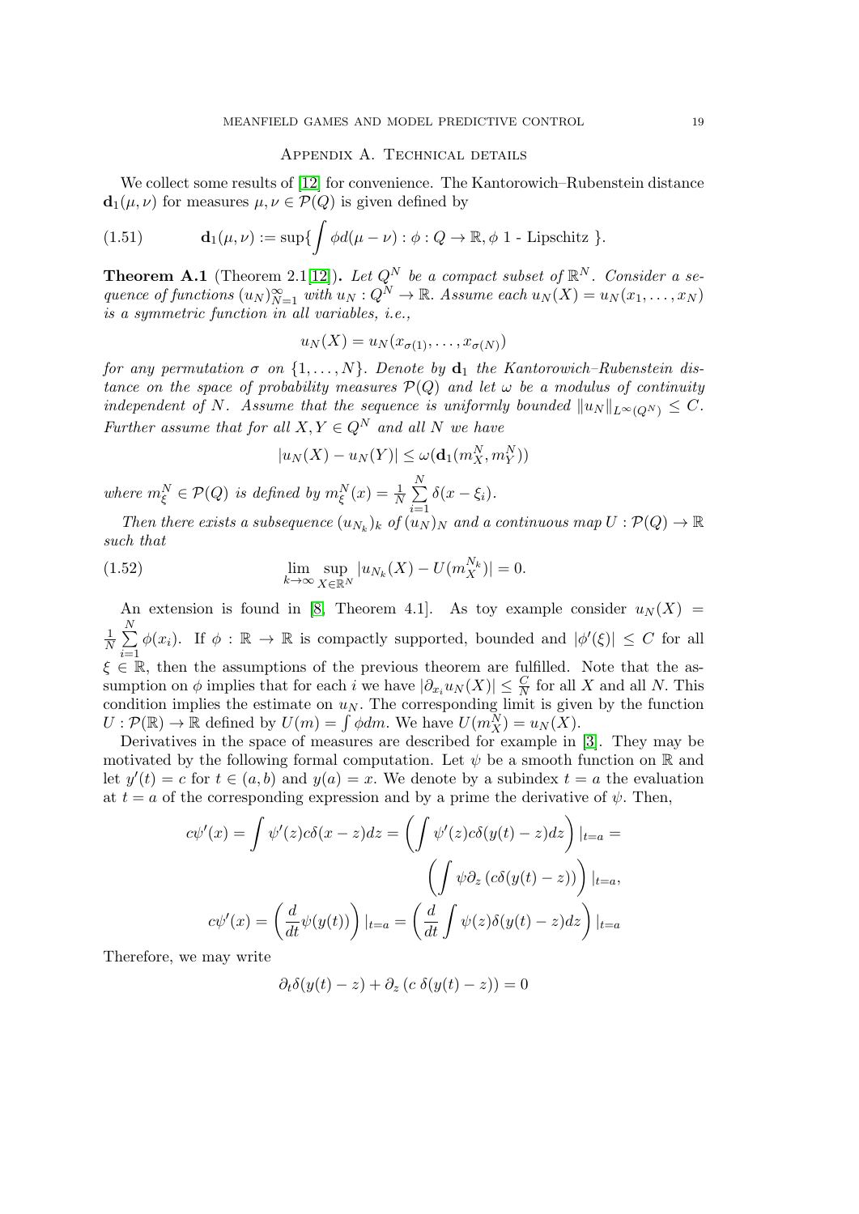## Appendix A. Technical details

We collect some results of [12] for convenience. The Kantorowich–Rubenstein distance $\mathbf{d}_1(\mu,\nu)$ for measures $\mu,\nu \in \mathcal{P}(Q)$ is given defined by

$$\mathbf{d}_1(\mu,\nu) := \sup\{ \int \phi d(\mu-\nu) : \phi : Q \to \mathbb{R}, \phi \text{ 1 - Lipschitz } \}. \tag{1.51}$$

**Theorem A.1** (Theorem 2.1[12]). *Let $Q^N$ be a compact subset of $\mathbb{R}^N$. Consider a sequence of functions $(u_N)_{N=1}^\infty$ with $u_N : Q^N \to \mathbb{R}$. Assume each $u_N(X) = u_N(x_1,\dots,x_N)$ is a symmetric function in all variables, i.e.,*

$$u_N(X) = u_N(x_{\sigma(1)},\dots,x_{\sigma(N)})$$

*for any permutation $\sigma$ on $\{1,\dots,N\}$. Denote by $\mathbf{d}_1$ the Kantorowich–Rubenstein distance on the space of probability measures $\mathcal{P}(Q)$ and let $\omega$ be a modulus of continuity independent of $N$. Assume that the sequence is uniformly bounded $\|u_N\|_{L^\infty(Q^N)} \le C$. Further assume that for all $X, Y \in Q^N$ and all $N$ we have*

$$|u_N(X) - u_N(Y)| \le \omega(\mathbf{d}_1(m_X^N, m_Y^N))$$

*where $m_\xi^N \in \mathcal{P}(Q)$ is defined by $m_\xi^N(x) = \frac{1}{N}\sum_{i=1}^N \delta(x-\xi_i)$.*

*Then there exists a subsequence $(u_{N_k})_k$ of $(u_N)_N$ and a continuous map $U : \mathcal{P}(Q) \to \mathbb{R}$ such that*

$$\lim_{k\to\infty} \sup_{X\in\mathbb{R}^N} |u_{N_k}(X) - U(m_X^{N_k})| = 0. \tag{1.52}$$

An extension is found in [8, Theorem 4.1]. As toy example consider $u_N(X) = \frac{1}{N}\sum_{i=1}^N \phi(x_i)$. If $\phi : \mathbb{R} \to \mathbb{R}$ is compactly supported, bounded and $|\phi'(\xi)| \le C$ for all $\xi \in \mathbb{R}$, then the assumptions of the previous theorem are fulfilled. Note that the assumption on $\phi$ implies that for each $i$ we have $|\partial_{x_i} u_N(X)| \le \frac{C}{N}$ for all $X$ and all $N$. This condition implies the estimate on $u_N$. The corresponding limit is given by the function $U : \mathcal{P}(\mathbb{R}) \to \mathbb{R}$ defined by $U(m) = \int \phi dm$. We have $U(m_X^N) = u_N(X)$.

Derivatives in the space of measures are described for example in [3]. They may be motivated by the following formal computation. Let $\psi$ be a smooth function on $\mathbb{R}$ and let $y'(t) = c$ for $t \in (a,b)$ and $y(a) = x$. We denote by a subindex $t = a$ the evaluation at $t = a$ of the corresponding expression and by a prime the derivative of $\psi$. Then,

$$c\psi'(x) = \int \psi'(z) c\delta(x-z)dz = \left( \int \psi'(z) c\delta(y(t)-z)dz \right)|_{t=a} = \left( \int \psi \partial_z \left( c\delta(y(t)-z) \right) \right)|_{t=a},$$

$$c\psi'(x) = \left( \frac{d}{dt}\psi(y(t)) \right)|_{t=a} = \left( \frac{d}{dt} \int \psi(z)\delta(y(t)-z)dz \right)|_{t=a}$$

Therefore, we may write

$$\partial_t \delta(y(t)-z) + \partial_z \left( c\, \delta(y(t)-z) \right) = 0$$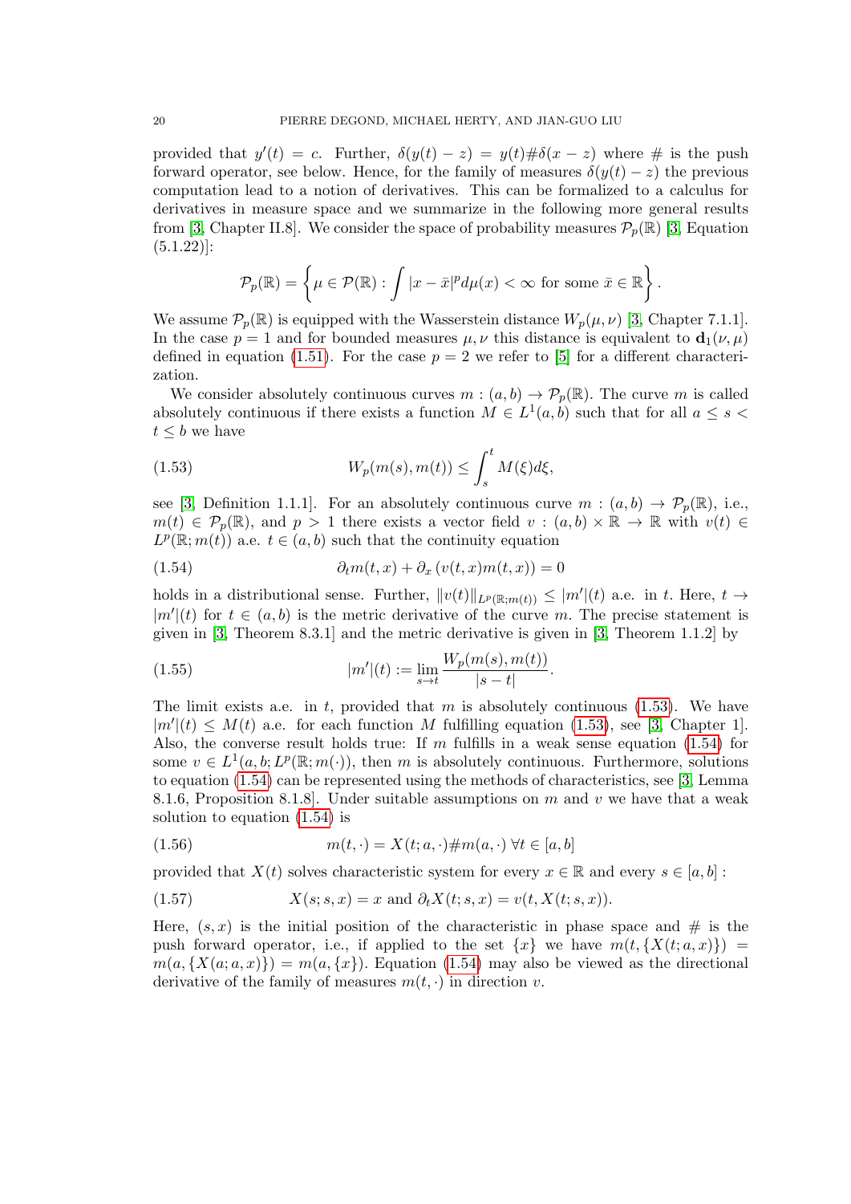provided that $y'(t) = c$. Further, $\delta(y(t) - z) = y(t)\#\delta(x - z)$ where $\#$ is the push forward operator, see below. Hence, for the family of measures $\delta(y(t) - z)$ the previous computation lead to a notion of derivatives. This can be formalized to a calculus for derivatives in measure space and we summarize in the following more general results from [3, Chapter II.8]. We consider the space of probability measures $\mathcal{P}_p(\mathbb{R})$ [3, Equation (5.1.22)]:

$$\mathcal{P}_p(\mathbb{R}) = \left\{ \mu \in \mathcal{P}(\mathbb{R}) : \int |x - \bar{x}|^p d\mu(x) < \infty \text{ for some } \bar{x} \in \mathbb{R} \right\}.$$

We assume $\mathcal{P}_p(\mathbb{R})$ is equipped with the Wasserstein distance $W_p(\mu, \nu)$ [3, Chapter 7.1.1]. In the case $p = 1$ and for bounded measures $\mu, \nu$ this distance is equivalent to $\mathbf{d}_1(\nu, \mu)$ defined in equation (1.51). For the case $p = 2$ we refer to [5] for a different characterization.

We consider absolutely continuous curves $m : (a, b) \to \mathcal{P}_p(\mathbb{R})$. The curve $m$ is called absolutely continuous if there exists a function $M \in L^1(a, b)$ such that for all $a \leq s < t \leq b$ we have

$$W_p(m(s), m(t)) \leq \int_s^t M(\xi) d\xi, \tag{1.53}$$

see [3, Definition 1.1.1]. For an absolutely continuous curve $m : (a, b) \to \mathcal{P}_p(\mathbb{R})$, i.e., $m(t) \in \mathcal{P}_p(\mathbb{R})$, and $p > 1$ there exists a vector field $v : (a, b) \times \mathbb{R} \to \mathbb{R}$ with $v(t) \in L^p(\mathbb{R}; m(t))$ a.e. $t \in (a, b)$ such that the continuity equation

$$\partial_t m(t, x) + \partial_x \left( v(t, x) m(t, x) \right) = 0 \tag{1.54}$$

holds in a distributional sense. Further, $\|v(t)\|_{L^p(\mathbb{R};m(t))} \leq |m'|(t)$ a.e. in $t$. Here, $t \to |m'|(t)$ for $t \in (a, b)$ is the metric derivative of the curve $m$. The precise statement is given in [3, Theorem 8.3.1] and the metric derivative is given in [3, Theorem 1.1.2] by

$$|m'|(t) := \lim_{s \to t} \frac{W_p(m(s), m(t))}{|s - t|}. \tag{1.55}$$

The limit exists a.e. in $t$, provided that $m$ is absolutely continuous (1.53). We have $|m'|(t) \leq M(t)$ a.e. for each function $M$ fulfilling equation (1.53), see [3, Chapter 1]. Also, the converse result holds true: If $m$ fulfills in a weak sense equation (1.54) for some $v \in L^1(a, b; L^p(\mathbb{R}; m(\cdot))$, then $m$ is absolutely continuous. Furthermore, solutions to equation (1.54) can be represented using the methods of characteristics, see [3, Lemma 8.1.6, Proposition 8.1.8]. Under suitable assumptions on $m$ and $v$ we have that a weak solution to equation (1.54) is

$$m(t, \cdot) = X(t; a, \cdot)\# m(a, \cdot) \;\forall t \in [a, b] \tag{1.56}$$

provided that $X(t)$ solves characteristic system for every $x \in \mathbb{R}$ and every $s \in [a, b]$ :

$$X(s; s, x) = x \text{ and } \partial_t X(t; s, x) = v(t, X(t; s, x)). \tag{1.57}$$

Here, $(s, x)$ is the initial position of the characteristic in phase space and $\#$ is the push forward operator, i.e., if applied to the set $\{x\}$ we have $m(t, \{X(t; a, x)\}) = m(a, \{X(a; a, x)\}) = m(a, \{x\})$. Equation (1.54) may also be viewed as the directional derivative of the family of measures $m(t, \cdot)$ in direction $v$.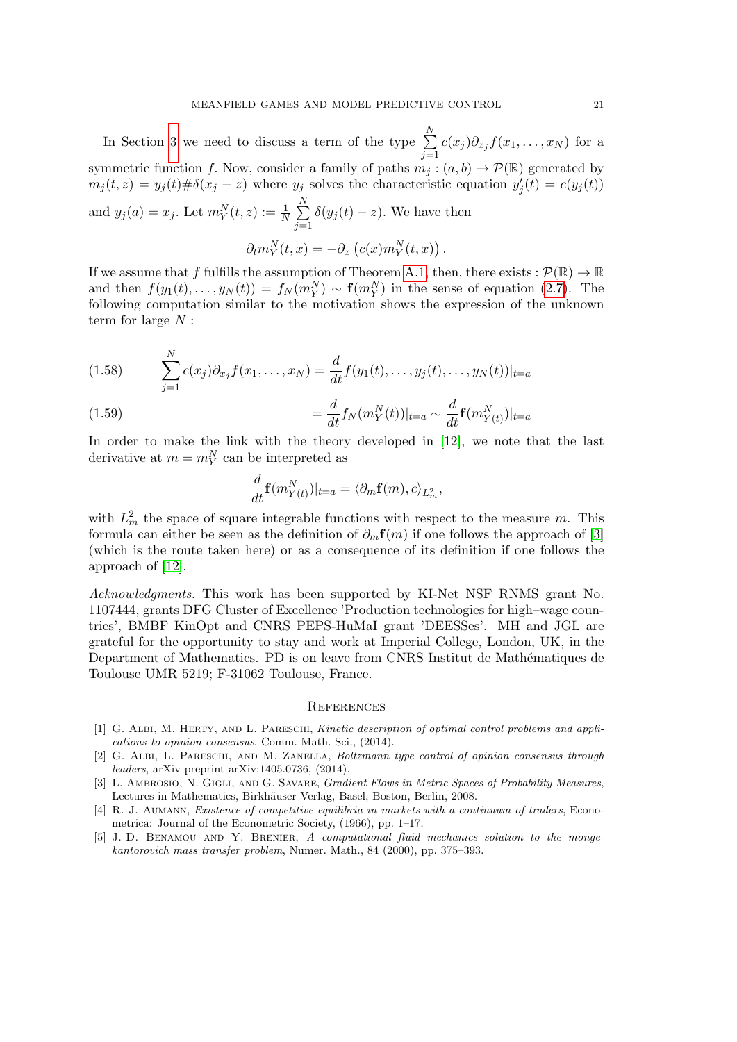In Section 3 we need to discuss a term of the type $\sum_{j=1}^{N} c(x_j)\partial_{x_j} f(x_1,\ldots,x_N)$ for a symmetric function $f$. Now, consider a family of paths $m_j : (a,b) \to \mathcal{P}(\mathbb{R})$ generated by $m_j(t,z) = y_j(t)\#\delta(x_j - z)$ where $y_j$ solves the characteristic equation $y_j'(t) = c(y_j(t))$ and $y_j(a) = x_j$. Let $m_Y^N(t,z) := \frac{1}{N}\sum_{j=1}^{N} \delta(y_j(t) - z)$. We have then

$$\partial_t m_Y^N(t,x) = -\partial_x \left(c(x) m_Y^N(t,x)\right).$$

If we assume that $f$ fulfills the assumption of Theorem A.1, then, there exists : $\mathcal{P}(\mathbb{R}) \to \mathbb{R}$ and then $f(y_1(t),\ldots,y_N(t)) = f_N(m_Y^N) \sim \mathbf{f}(m_Y^N)$ in the sense of equation (2.7). The following computation similar to the motivation shows the expression of the unknown term for large $N$ :

$$\sum_{j=1}^{N} c(x_j)\partial_{x_j} f(x_1,\ldots,x_N) = \frac{d}{dt} f(y_1(t),\ldots,y_j(t),\ldots,y_N(t))|_{t=a} \tag{1.58}$$

$$= \frac{d}{dt} f_N(m_Y^N(t))|_{t=a} \sim \frac{d}{dt}\mathbf{f}(m_{Y(t)}^N)|_{t=a} \tag{1.59}$$

In order to make the link with the theory developed in [12], we note that the last derivative at $m = m_Y^N$ can be interpreted as

$$\frac{d}{dt}\mathbf{f}(m_{Y(t)}^N)|_{t=a} = \langle \partial_m \mathbf{f}(m), c\rangle_{L_m^2},$$

with $L_m^2$ the space of square integrable functions with respect to the measure $m$. This formula can either be seen as the definition of $\partial_m \mathbf{f}(m)$ if one follows the approach of [3] (which is the route taken here) or as a consequence of its definition if one follows the approach of [12].

*Acknowledgments.* This work has been supported by KI-Net NSF RNMS grant No. 1107444, grants DFG Cluster of Excellence 'Production technologies for high–wage countries', BMBF KinOpt and CNRS PEPS-HuMaI grant 'DEESSes'. MH and JGL are grateful for the opportunity to stay and work at Imperial College, London, UK, in the Department of Mathematics. PD is on leave from CNRS Institut de Mathématiques de Toulouse UMR 5219; F-31062 Toulouse, France.

## References

[1] G. Albi, M. Herty, and L. Pareschi, *Kinetic description of optimal control problems and applications to opinion consensus*, Comm. Math. Sci., (2014).

[2] G. Albi, L. Pareschi, and M. Zanella, *Boltzmann type control of opinion consensus through leaders*, arXiv preprint arXiv:1405.0736, (2014).

[3] L. Ambrosio, N. Gigli, and G. Savare, *Gradient Flows in Metric Spaces of Probability Measures*, Lectures in Mathematics, Birkhäuser Verlag, Basel, Boston, Berlin, 2008.

[4] R. J. Aumann, *Existence of competitive equilibria in markets with a continuum of traders*, Econometrica: Journal of the Econometric Society, (1966), pp. 1–17.

[5] J.-D. Benamou and Y. Brenier, *A computational fluid mechanics solution to the monge-kantorovich mass transfer problem*, Numer. Math., 84 (2000), pp. 375–393.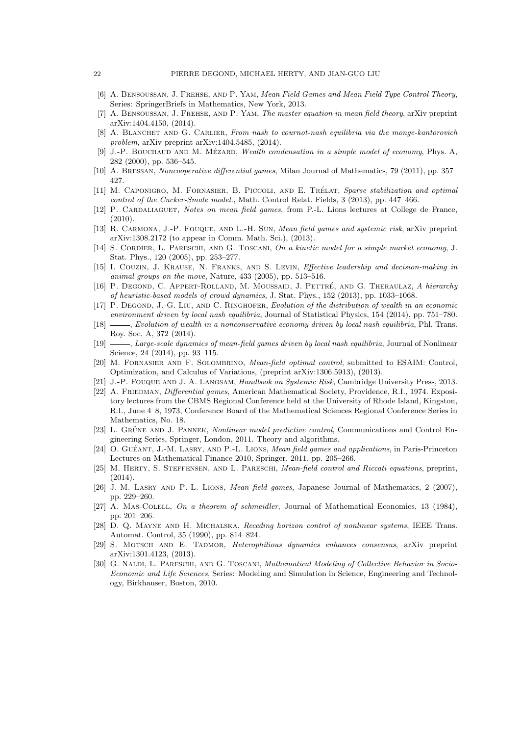- [6] A. Bensoussan, J. Frehse, and P. Yam, *Mean Field Games and Mean Field Type Control Theory*, Series: SpringerBriefs in Mathematics, New York, 2013.
- [7] A. Bensoussan, J. Frehse, and P. Yam, *The master equation in mean field theory*, arXiv preprint arXiv:1404.4150, (2014).
- [8] A. Blanchet and G. Carlier, *From nash to cournot-nash equilibria via the monge-kantorovich problem*, arXiv preprint arXiv:1404.5485, (2014).
- [9] J.-P. Bouchaud and M. Mézard, *Wealth condensation in a simple model of economy*, Phys. A, 282 (2000), pp. 536–545.
- [10] A. Bressan, *Noncooperative differential games*, Milan Journal of Mathematics, 79 (2011), pp. 357–427.
- [11] M. Caponigro, M. Fornasier, B. Piccoli, and E. Trélat, *Sparse stabilization and optimal control of the Cucker-Smale model.*, Math. Control Relat. Fields, 3 (2013), pp. 447–466.
- [12] P. Cardaliaguet, *Notes on mean field games*, from P.-L. Lions lectures at College de France, (2010).
- [13] R. Carmona, J.-P. Fouque, and L.-H. Sun, *Mean field games and systemic risk*, arXiv preprint arXiv:1308.2172 (to appear in Comm. Math. Sci.), (2013).
- [14] S. Cordier, L. Pareschi, and G. Toscani, *On a kinetic model for a simple market economy*, J. Stat. Phys., 120 (2005), pp. 253–277.
- [15] I. Couzin, J. Krause, N. Franks, and S. Levin, *Effective leadership and decision-making in animal groups on the move*, Nature, 433 (2005), pp. 513–516.
- [16] P. Degond, C. Appert-Rolland, M. Moussaid, J. Pettré, and G. Theraulaz, *A hierarchy of heuristic-based models of crowd dynamics*, J. Stat. Phys., 152 (2013), pp. 1033–1068.
- [17] P. Degond, J.-G. Liu, and C. Ringhofer, *Evolution of the distribution of wealth in an economic environment driven by local nash equilibria*, Journal of Statistical Physics, 154 (2014), pp. 751–780.
- [18] ——, *Evolution of wealth in a nonconservative economy driven by local nash equilibria*, Phl. Trans. Roy. Soc. A, 372 (2014).
- [19] ——, *Large-scale dynamics of mean-field games driven by local nash equilibria*, Journal of Nonlinear Science, 24 (2014), pp. 93–115.
- [20] M. Fornasier and F. Solombrino, *Mean-field optimal control*, submitted to ESAIM: Control, Optimization, and Calculus of Variations, (preprint arXiv:1306.5913), (2013).
- [21] J.-P. Fouque and J. A. Langsam, *Handbook on Systemic Risk*, Cambridge University Press, 2013.
- [22] A. Friedman, *Differential games*, American Mathematical Society, Providence, R.I., 1974. Expository lectures from the CBMS Regional Conference held at the University of Rhode Island, Kingston, R.I., June 4–8, 1973, Conference Board of the Mathematical Sciences Regional Conference Series in Mathematics, No. 18.
- [23] L. Grüne and J. Pannek, *Nonlinear model predictive control*, Communications and Control Engineering Series, Springer, London, 2011. Theory and algorithms.
- [24] O. Guéant, J.-M. Lasry, and P.-L. Lions, *Mean field games and applications*, in Paris-Princeton Lectures on Mathematical Finance 2010, Springer, 2011, pp. 205–266.
- [25] M. Herty, S. Steffensen, and L. Pareschi, *Mean-field control and Riccati equations*, preprint, (2014).
- [26] J.-M. Lasry and P.-L. Lions, *Mean field games*, Japanese Journal of Mathematics, 2 (2007), pp. 229–260.
- [27] A. Mas-Colell, *On a theorem of schmeidler*, Journal of Mathematical Economics, 13 (1984), pp. 201–206.
- [28] D. Q. Mayne and H. Michalska, *Receding horizon control of nonlinear systems*, IEEE Trans. Automat. Control, 35 (1990), pp. 814–824.
- [29] S. Motsch and E. Tadmor, *Heterophilious dynamics enhances consensus*, arXiv preprint arXiv:1301.4123, (2013).
- [30] G. Naldi, L. Pareschi, and G. Toscani, *Mathematical Modeling of Collective Behavior in Socio-Economic and Life Sciences*, Series: Modeling and Simulation in Science, Engineering and Technology, Birkhauser, Boston, 2010.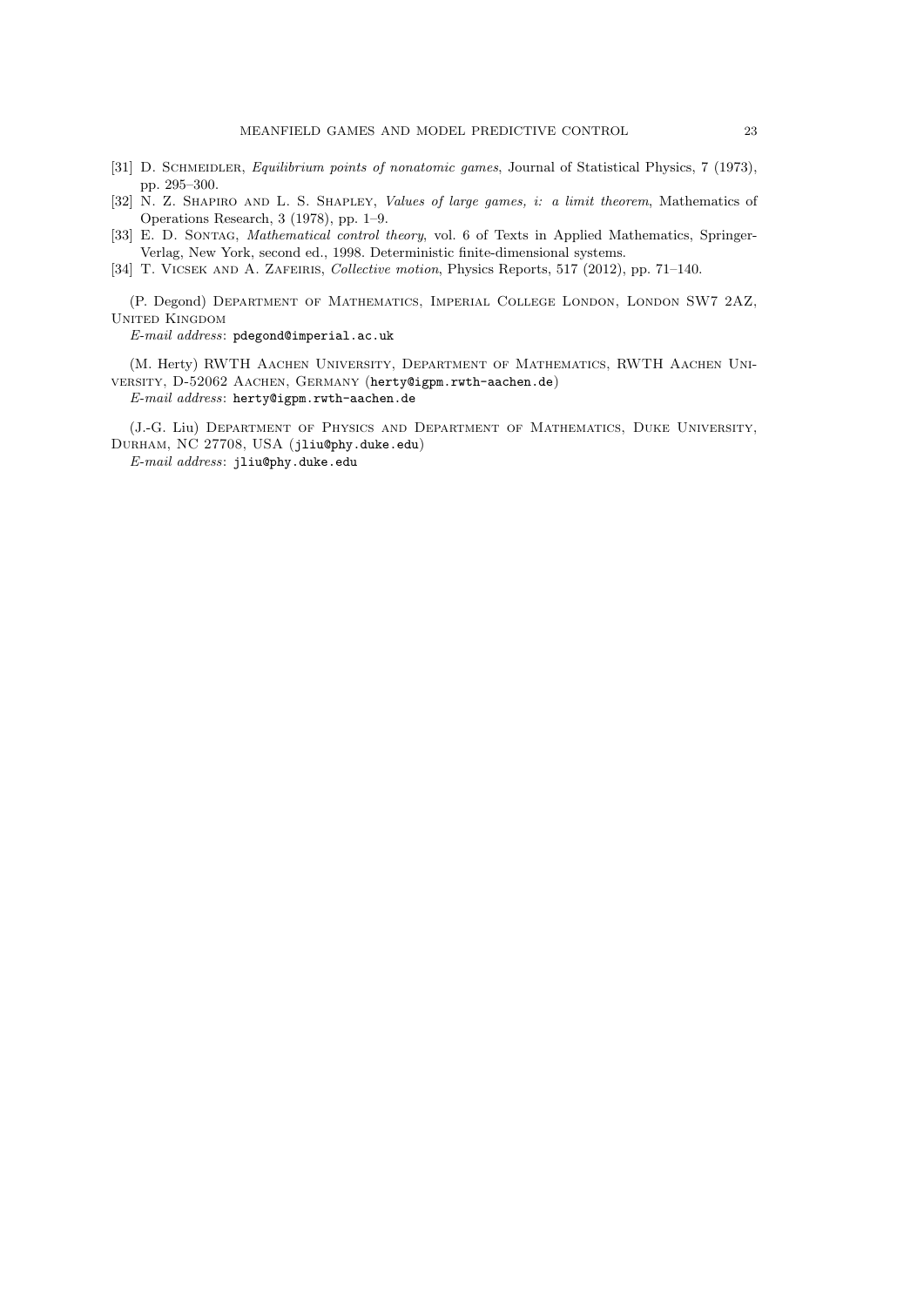[31] D. Schmeidler, *Equilibrium points of nonatomic games*, Journal of Statistical Physics, 7 (1973), pp. 295–300.

[32] N. Z. Shapiro and L. S. Shapley, *Values of large games, i: a limit theorem*, Mathematics of Operations Research, 3 (1978), pp. 1–9.

[33] E. D. Sontag, *Mathematical control theory*, vol. 6 of Texts in Applied Mathematics, Springer-Verlag, New York, second ed., 1998. Deterministic finite-dimensional systems.

[34] T. Vicsek and A. Zafeiris, *Collective motion*, Physics Reports, 517 (2012), pp. 71–140.

(P. Degond) Department of Mathematics, Imperial College London, London SW7 2AZ, United Kingdom

*E-mail address*: `pdegond@imperial.ac.uk`

(M. Herty) RWTH Aachen University, Department of Mathematics, RWTH Aachen University, D-52062 Aachen, Germany (`herty@igpm.rwth-aachen.de`)

*E-mail address*: `herty@igpm.rwth-aachen.de`

(J.-G. Liu) Department of Physics and Department of Mathematics, Duke University, Durham, NC 27708, USA (`jliu@phy.duke.edu`)

*E-mail address*: `jliu@phy.duke.edu`